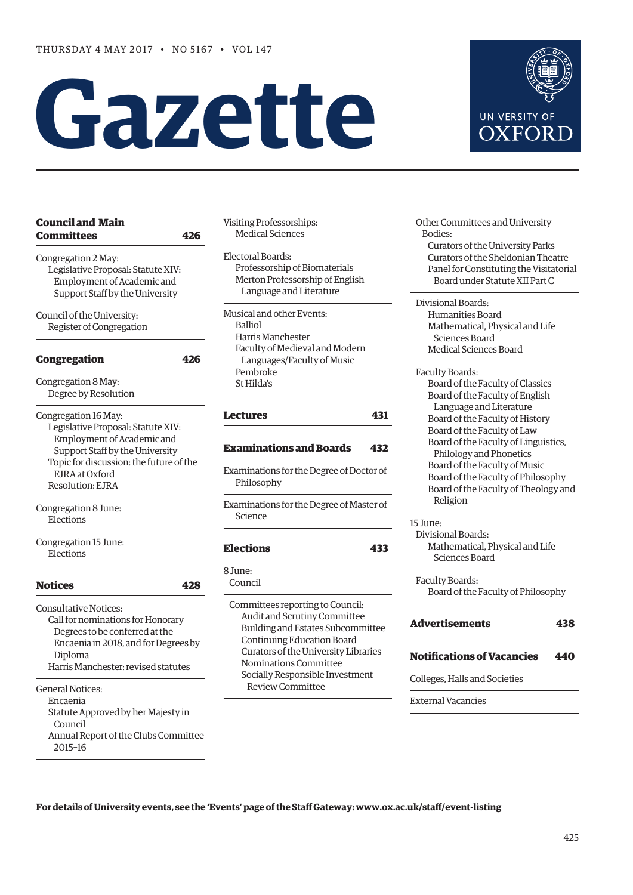THURSDAY 4 MAY 2017 • NO 5167 • VOL 147

# Gazette

UNIVERSITY OF OXFORD

**Council and Main Committees** 426

Congregation 2 May:
- Legislative Proposal: Statute XIV: Employment of Academic and Support Staff by the University

Council of the University:
- Register of Congregation

**Congregation** 426

Congregation 8 May:
- Degree by Resolution

Congregation 16 May:
- Legislative Proposal: Statute XIV: Employment of Academic and Support Staff by the University
- Topic for discussion: the future of the EJRA at Oxford
- Resolution: EJRA

Congregation 8 June:
- Elections

Congregation 15 June:
- Elections

**Notices** 428

Consultative Notices:
- Call for nominations for Honorary Degrees to be conferred at the Encaenia in 2018, and for Degrees by Diploma
- Harris Manchester: revised statutes

General Notices:
- Encaenia
- Statute Approved by her Majesty in Council
- Annual Report of the Clubs Committee 2015–16

Visiting Professorships:
- Medical Sciences

Electoral Boards:
- Professorship of Biomaterials
- Merton Professorship of English Language and Literature

Musical and other Events:
- Balliol
- Harris Manchester
- Faculty of Medieval and Modern Languages/Faculty of Music
- Pembroke
- St Hilda's

**Lectures** 431

**Examinations and Boards** 432

Examinations for the Degree of Doctor of Philosophy

Examinations for the Degree of Master of Science

**Elections** 433

8 June:
- Council

Committees reporting to Council:
- Audit and Scrutiny Committee
- Building and Estates Subcommittee
- Continuing Education Board
- Curators of the University Libraries
- Nominations Committee
- Socially Responsible Investment Review Committee

Other Committees and University Bodies:
- Curators of the University Parks
- Curators of the Sheldonian Theatre
- Panel for Constituting the Visitatorial Board under Statute XII Part C

Divisional Boards:
- Humanities Board
- Mathematical, Physical and Life Sciences Board
- Medical Sciences Board

Faculty Boards:
- Board of the Faculty of Classics
- Board of the Faculty of English Language and Literature
- Board of the Faculty of History
- Board of the Faculty of Law
- Board of the Faculty of Linguistics, Philology and Phonetics
- Board of the Faculty of Music
- Board of the Faculty of Philosophy
- Board of the Faculty of Theology and Religion

15 June:

Divisional Boards:
- Mathematical, Physical and Life Sciences Board

Faculty Boards:
- Board of the Faculty of Philosophy

**Advertisements** 438

**Notifications of Vacancies** 440

Colleges, Halls and Societies

External Vacancies

**For details of University events, see the 'Events' page of the Staff Gateway: www.ox.ac.uk/staff/event-listing**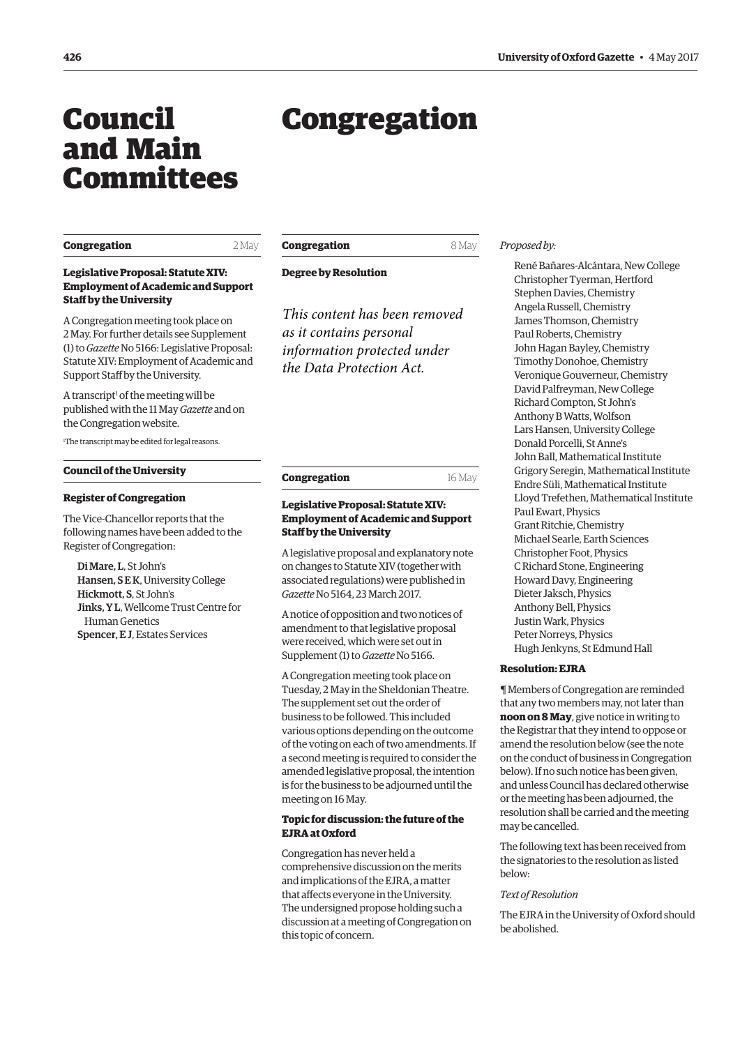# Council and Main Committees

## Congregation

**Congregation** 2 May

### Legislative Proposal: Statute XIV: Employment of Academic and Support Staff by the University

A Congregation meeting took place on 2 May. For further details see Supplement (1) to *Gazette* No 5166: Legislative Proposal: Statute XIV: Employment of Academic and Support Staff by the University.

A transcript[1] of the meeting will be published with the 11 May *Gazette* and on the Congregation website.

[1]The transcript may be edited for legal reasons.

**Council of the University**

### Register of Congregation

The Vice-Chancellor reports that the following names have been added to the Register of Congregation:

- **Di Mare, L**, St John's
- **Hansen, S E K**, University College
- **Hickmott, S**, St John's
- **Jinks, Y L**, Wellcome Trust Centre for Human Genetics
- **Spencer, E J**, Estates Services

**Congregation** 8 May

### Degree by Resolution

*This content has been removed as it contains personal information protected under the Data Protection Act.*

**Congregation** 16 May

### Legislative Proposal: Statute XIV: Employment of Academic and Support Staff by the University

A legislative proposal and explanatory note on changes to Statute XIV (together with associated regulations) were published in *Gazette* No 5164, 23 March 2017.

A notice of opposition and two notices of amendment to that legislative proposal were received, which were set out in Supplement (1) to *Gazette* No 5166.

A Congregation meeting took place on Tuesday, 2 May in the Sheldonian Theatre. The supplement set out the order of business to be followed. This included various options depending on the outcome of the voting on each of two amendments. If a second meeting is required to consider the amended legislative proposal, the intention is for the business to be adjourned until the meeting on 16 May.

### Topic for discussion: the future of the EJRA at Oxford

Congregation has never held a comprehensive discussion on the merits and implications of the EJRA, a matter that affects everyone in the University. The undersigned propose holding such a discussion at a meeting of Congregation on this topic of concern.

*Proposed by:*

René Bañares-Alcántara, New College
Christopher Tyerman, Hertford
Stephen Davies, Chemistry
Angela Russell, Chemistry
James Thomson, Chemistry
Paul Roberts, Chemistry
John Hagan Bayley, Chemistry
Timothy Donohoe, Chemistry
Veronique Gouverneur, Chemistry
David Palfreyman, New College
Richard Compton, St John's
Anthony B Watts, Wolfson
Lars Hansen, University College
Donald Porcelli, St Anne's
John Ball, Mathematical Institute
Grigory Seregin, Mathematical Institute
Endre Süli, Mathematical Institute
Lloyd Trefethen, Mathematical Institute
Paul Ewart, Physics
Grant Ritchie, Chemistry
Michael Searle, Earth Sciences
Christopher Foot, Physics
C Richard Stone, Engineering
Howard Davy, Engineering
Dieter Jaksch, Physics
Anthony Bell, Physics
Justin Wark, Physics
Peter Norreys, Physics
Hugh Jenkyns, St Edmund Hall

### Resolution: EJRA

¶ Members of Congregation are reminded that any two members may, not later than **noon on 8 May**, give notice in writing to the Registrar that they intend to oppose or amend the resolution below (see the note on the conduct of business in Congregation below). If no such notice has been given, and unless Council has declared otherwise or the meeting has been adjourned, the resolution shall be carried and the meeting may be cancelled.

The following text has been received from the signatories to the resolution as listed below:

*Text of Resolution*

The EJRA in the University of Oxford should be abolished.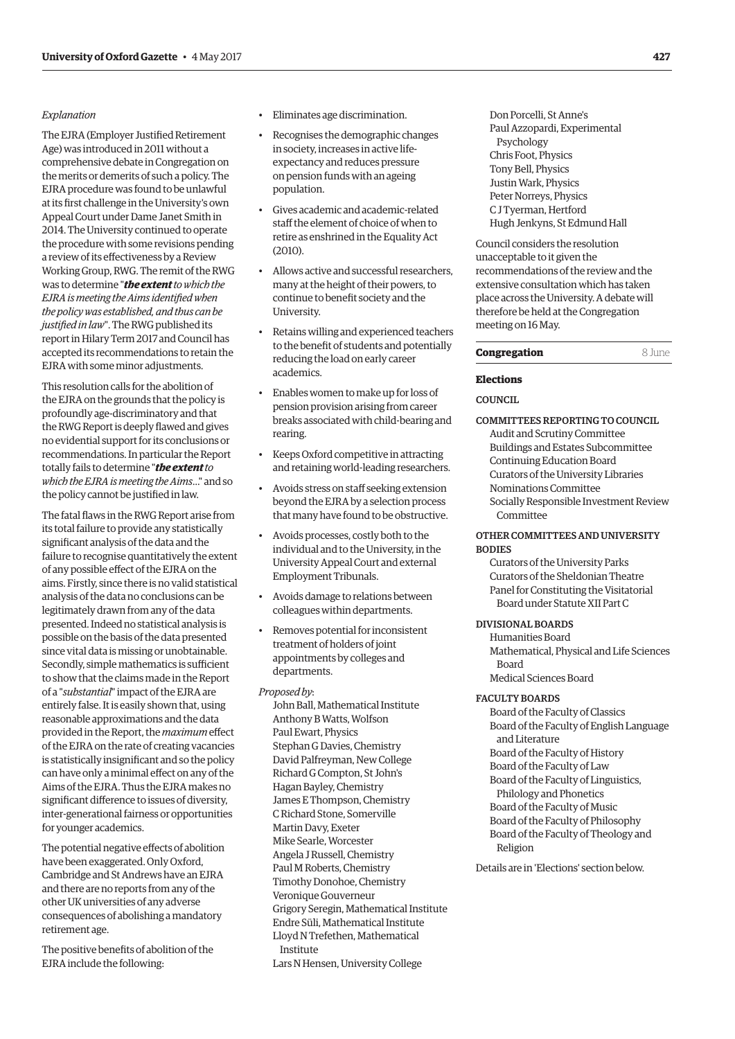*Explanation*

The EJRA (Employer Justified Retirement Age) was introduced in 2011 without a comprehensive debate in Congregation on the merits or demerits of such a policy. The EJRA procedure was found to be unlawful at its first challenge in the University's own Appeal Court under Dame Janet Smith in 2014. The University continued to operate the procedure with some revisions pending a review of its effectiveness by a Review Working Group, RWG. The remit of the RWG was to determine "***the extent*** *to which the EJRA is meeting the Aims identified when the policy was established, and thus can be justified in law*". The RWG published its report in Hilary Term 2017 and Council has accepted its recommendations to retain the EJRA with some minor adjustments.

This resolution calls for the abolition of the EJRA on the grounds that the policy is profoundly age-discriminatory and that the RWG Report is deeply flawed and gives no evidential support for its conclusions or recommendations. In particular the Report totally fails to determine "***the extent*** *to which the EJRA is meeting the Aims*..." and so the policy cannot be justified in law.

The fatal flaws in the RWG Report arise from its total failure to provide any statistically significant analysis of the data and the failure to recognise quantitatively the extent of any possible effect of the EJRA on the aims. Firstly, since there is no valid statistical analysis of the data no conclusions can be legitimately drawn from any of the data presented. Indeed no statistical analysis is possible on the basis of the data presented since vital data is missing or unobtainable. Secondly, simple mathematics is sufficient to show that the claims made in the Report of a "*substantial*" impact of the EJRA are entirely false. It is easily shown that, using reasonable approximations and the data provided in the Report, the *maximum* effect of the EJRA on the rate of creating vacancies is statistically insignificant and so the policy can have only a minimal effect on any of the Aims of the EJRA. Thus the EJRA makes no significant difference to issues of diversity, inter-generational fairness or opportunities for younger academics.

The potential negative effects of abolition have been exaggerated. Only Oxford, Cambridge and St Andrews have an EJRA and there are no reports from any of the other UK universities of any adverse consequences of abolishing a mandatory retirement age.

The positive benefits of abolition of the EJRA include the following:

- Eliminates age discrimination.
- Recognises the demographic changes in society, increases in active life-expectancy and reduces pressure on pension funds with an ageing population.
- Gives academic and academic-related staff the element of choice of when to retire as enshrined in the Equality Act (2010).
- Allows active and successful researchers, many at the height of their powers, to continue to benefit society and the University.
- Retains willing and experienced teachers to the benefit of students and potentially reducing the load on early career academics.
- Enables women to make up for loss of pension provision arising from career breaks associated with child-bearing and rearing.
- Keeps Oxford competitive in attracting and retaining world-leading researchers.
- Avoids stress on staff seeking extension beyond the EJRA by a selection process that many have found to be obstructive.
- Avoids processes, costly both to the individual and to the University, in the University Appeal Court and external Employment Tribunals.
- Avoids damage to relations between colleagues within departments.
- Removes potential for inconsistent treatment of holders of joint appointments by colleges and departments.

*Proposed by*:

John Ball, Mathematical Institute
Anthony B Watts, Wolfson
Paul Ewart, Physics
Stephan G Davies, Chemistry
David Palfreyman, New College
Richard G Compton, St John's
Hagan Bayley, Chemistry
James E Thompson, Chemistry
C Richard Stone, Somerville
Martin Davy, Exeter
Mike Searle, Worcester
Angela J Russell, Chemistry
Paul M Roberts, Chemistry
Timothy Donohoe, Chemistry
Veronique Gouverneur
Grigory Seregin, Mathematical Institute
Endre Süli, Mathematical Institute
Lloyd N Trefethen, Mathematical Institute
Lars N Hensen, University College
Don Porcelli, St Anne's
Paul Azzopardi, Experimental Psychology
Chris Foot, Physics
Tony Bell, Physics
Justin Wark, Physics
Peter Norreys, Physics
C J Tyerman, Hertford
Hugh Jenkyns, St Edmund Hall

Council considers the resolution unacceptable to it given the recommendations of the review and the extensive consultation which has taken place across the University. A debate will therefore be held at the Congregation meeting on 16 May.

## Congregation 8 June

### Elections

COUNCIL

COMMITTEES REPORTING TO COUNCIL

Audit and Scrutiny Committee
Buildings and Estates Subcommittee
Continuing Education Board
Curators of the University Libraries
Nominations Committee
Socially Responsible Investment Review Committee

OTHER COMMITTEES AND UNIVERSITY BODIES

Curators of the University Parks
Curators of the Sheldonian Theatre
Panel for Constituting the Visitatorial Board under Statute XII Part C

DIVISIONAL BOARDS

Humanities Board
Mathematical, Physical and Life Sciences Board
Medical Sciences Board

FACULTY BOARDS

Board of the Faculty of Classics
Board of the Faculty of English Language and Literature
Board of the Faculty of History
Board of the Faculty of Law
Board of the Faculty of Linguistics, Philology and Phonetics
Board of the Faculty of Music
Board of the Faculty of Philosophy
Board of the Faculty of Theology and Religion

Details are in 'Elections' section below.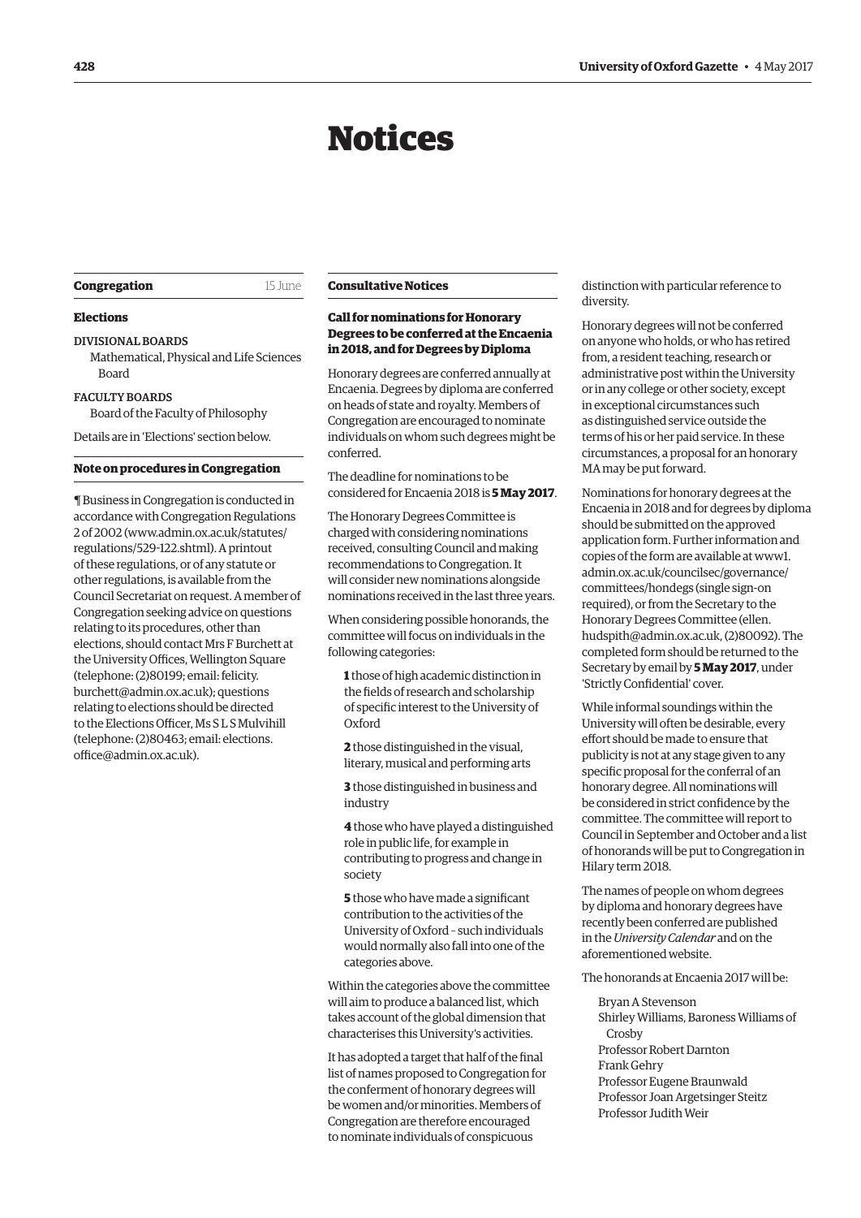# Notices

## Congregation 15 June

### Elections

DIVISIONAL BOARDS

Mathematical, Physical and Life Sciences Board

FACULTY BOARDS

Board of the Faculty of Philosophy

Details are in 'Elections' section below.

### Note on procedures in Congregation

¶ Business in Congregation is conducted in accordance with Congregation Regulations 2 of 2002 (www.admin.ox.ac.uk/statutes/regulations/529-122.shtml). A printout of these regulations, or of any statute or other regulations, is available from the Council Secretariat on request. A member of Congregation seeking advice on questions relating to its procedures, other than elections, should contact Mrs F Burchett at the University Offices, Wellington Square (telephone: (2)80199; email: felicity.burchett@admin.ox.ac.uk); questions relating to elections should be directed to the Elections Officer, Ms S L S Mulvihill (telephone: (2)80463; email: elections.office@admin.ox.ac.uk).

## Consultative Notices

### Call for nominations for Honorary Degrees to be conferred at the Encaenia in 2018, and for Degrees by Diploma

Honorary degrees are conferred annually at Encaenia. Degrees by diploma are conferred on heads of state and royalty. Members of Congregation are encouraged to nominate individuals on whom such degrees might be conferred.

The deadline for nominations to be considered for Encaenia 2018 is **5 May 2017**.

The Honorary Degrees Committee is charged with considering nominations received, consulting Council and making recommendations to Congregation. It will consider new nominations alongside nominations received in the last three years.

When considering possible honorands, the committee will focus on individuals in the following categories:

**1** those of high academic distinction in the fields of research and scholarship of specific interest to the University of Oxford

**2** those distinguished in the visual, literary, musical and performing arts

**3** those distinguished in business and industry

**4** those who have played a distinguished role in public life, for example in contributing to progress and change in society

**5** those who have made a significant contribution to the activities of the University of Oxford – such individuals would normally also fall into one of the categories above.

Within the categories above the committee will aim to produce a balanced list, which takes account of the global dimension that characterises this University's activities.

It has adopted a target that half of the final list of names proposed to Congregation for the conferment of honorary degrees will be women and/or minorities. Members of Congregation are therefore encouraged to nominate individuals of conspicuous distinction with particular reference to diversity.

Honorary degrees will not be conferred on anyone who holds, or who has retired from, a resident teaching, research or administrative post within the University or in any college or other society, except in exceptional circumstances such as distinguished service outside the terms of his or her paid service. In these circumstances, a proposal for an honorary MA may be put forward.

Nominations for honorary degrees at the Encaenia in 2018 and for degrees by diploma should be submitted on the approved application form. Further information and copies of the form are available at www1.admin.ox.ac.uk/councilsec/governance/committees/hondegs (single sign-on required), or from the Secretary to the Honorary Degrees Committee (ellen.hudspith@admin.ox.ac.uk, (2)80092). The completed form should be returned to the Secretary by email by **5 May 2017**, under 'Strictly Confidential' cover.

While informal soundings within the University will often be desirable, every effort should be made to ensure that publicity is not at any stage given to any specific proposal for the conferral of an honorary degree. All nominations will be considered in strict confidence by the committee. The committee will report to Council in September and October and a list of honorands will be put to Congregation in Hilary term 2018.

The names of people on whom degrees by diploma and honorary degrees have recently been conferred are published in the *University Calendar* and on the aforementioned website.

The honorands at Encaenia 2017 will be:

Bryan A Stevenson
Shirley Williams, Baroness Williams of Crosby
Professor Robert Darnton
Frank Gehry
Professor Eugene Braunwald
Professor Joan Argetsinger Steitz
Professor Judith Weir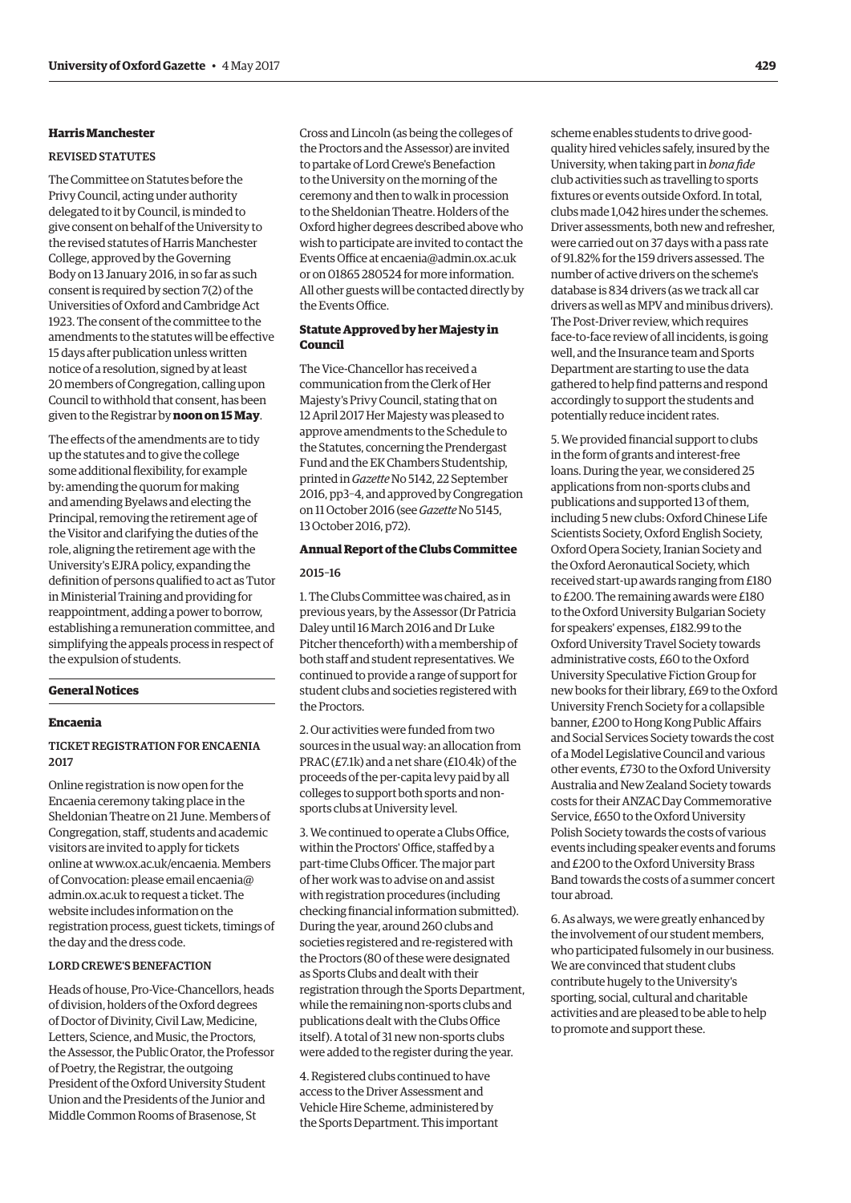### Harris Manchester

#### REVISED STATUTES

The Committee on Statutes before the Privy Council, acting under authority delegated to it by Council, is minded to give consent on behalf of the University to the revised statutes of Harris Manchester College, approved by the Governing Body on 13 January 2016, in so far as such consent is required by section 7(2) of the Universities of Oxford and Cambridge Act 1923. The consent of the committee to the amendments to the statutes will be effective 15 days after publication unless written notice of a resolution, signed by at least 20 members of Congregation, calling upon Council to withhold that consent, has been given to the Registrar by **noon on 15 May**.

The effects of the amendments are to tidy up the statutes and to give the college some additional flexibility, for example by: amending the quorum for making and amending Byelaws and electing the Principal, removing the retirement age of the Visitor and clarifying the duties of the role, aligning the retirement age with the University's EJRA policy, expanding the definition of persons qualified to act as Tutor in Ministerial Training and providing for reappointment, adding a power to borrow, establishing a remuneration committee, and simplifying the appeals process in respect of the expulsion of students.

## General Notices

### Encaenia

#### TICKET REGISTRATION FOR ENCAENIA 2017

Online registration is now open for the Encaenia ceremony taking place in the Sheldonian Theatre on 21 June. Members of Congregation, staff, students and academic visitors are invited to apply for tickets online at www.ox.ac.uk/encaenia. Members of Convocation: please email encaenia@admin.ox.ac.uk to request a ticket. The website includes information on the registration process, guest tickets, timings of the day and the dress code.

#### LORD CREWE'S BENEFACTION

Heads of house, Pro-Vice-Chancellors, heads of division, holders of the Oxford degrees of Doctor of Divinity, Civil Law, Medicine, Letters, Science, and Music, the Proctors, the Assessor, the Public Orator, the Professor of Poetry, the Registrar, the outgoing President of the Oxford University Student Union and the Presidents of the Junior and Middle Common Rooms of Brasenose, St Cross and Lincoln (as being the colleges of the Proctors and the Assessor) are invited to partake of Lord Crewe's Benefaction to the University on the morning of the ceremony and then to walk in procession to the Sheldonian Theatre. Holders of the Oxford higher degrees described above who wish to participate are invited to contact the Events Office at encaenia@admin.ox.ac.uk or on 01865 280524 for more information. All other guests will be contacted directly by the Events Office.

### Statute Approved by her Majesty in Council

The Vice-Chancellor has received a communication from the Clerk of Her Majesty's Privy Council, stating that on 12 April 2017 Her Majesty was pleased to approve amendments to the Schedule to the Statutes, concerning the Prendergast Fund and the EK Chambers Studentship, printed in *Gazette* No 5142, 22 September 2016, pp3–4, and approved by Congregation on 11 October 2016 (see *Gazette* No 5145, 13 October 2016, p72).

### Annual Report of the Clubs Committee

#### 2015–16

1. The Clubs Committee was chaired, as in previous years, by the Assessor (Dr Patricia Daley until 16 March 2016 and Dr Luke Pitcher thenceforth) with a membership of both staff and student representatives. We continued to provide a range of support for student clubs and societies registered with the Proctors.

2. Our activities were funded from two sources in the usual way: an allocation from PRAC (£7.1k) and a net share (£10.4k) of the proceeds of the per-capita levy paid by all colleges to support both sports and non-sports clubs at University level.

3. We continued to operate a Clubs Office, within the Proctors' Office, staffed by a part-time Clubs Officer. The major part of her work was to advise on and assist with registration procedures (including checking financial information submitted). During the year, around 260 clubs and societies registered and re-registered with the Proctors (80 of these were designated as Sports Clubs and dealt with their registration through the Sports Department, while the remaining non-sports clubs and publications dealt with the Clubs Office itself). A total of 31 new non-sports clubs were added to the register during the year.

4. Registered clubs continued to have access to the Driver Assessment and Vehicle Hire Scheme, administered by the Sports Department. This important scheme enables students to drive good-quality hired vehicles safely, insured by the University, when taking part in *bona fide* club activities such as travelling to sports fixtures or events outside Oxford. In total, clubs made 1,042 hires under the schemes. Driver assessments, both new and refresher, were carried out on 37 days with a pass rate of 91.82% for the 159 drivers assessed. The number of active drivers on the scheme's database is 834 drivers (as we track all car drivers as well as MPV and minibus drivers). The Post-Driver review, which requires face-to-face review of all incidents, is going well, and the Insurance team and Sports Department are starting to use the data gathered to help find patterns and respond accordingly to support the students and potentially reduce incident rates.

5. We provided financial support to clubs in the form of grants and interest-free loans. During the year, we considered 25 applications from non-sports clubs and publications and supported 13 of them, including 5 new clubs: Oxford Chinese Life Scientists Society, Oxford English Society, Oxford Opera Society, Iranian Society and the Oxford Aeronautical Society, which received start-up awards ranging from £180 to £200. The remaining awards were £180 to the Oxford University Bulgarian Society for speakers' expenses, £182.99 to the Oxford University Travel Society towards administrative costs, £60 to the Oxford University Speculative Fiction Group for new books for their library, £69 to the Oxford University French Society for a collapsible banner, £200 to Hong Kong Public Affairs and Social Services Society towards the cost of a Model Legislative Council and various other events, £730 to the Oxford University Australia and New Zealand Society towards costs for their ANZAC Day Commemorative Service, £650 to the Oxford University Polish Society towards the costs of various events including speaker events and forums and £200 to the Oxford University Brass Band towards the costs of a summer concert tour abroad.

6. As always, we were greatly enhanced by the involvement of our student members, who participated fulsomely in our business. We are convinced that student clubs contribute hugely to the University's sporting, social, cultural and charitable activities and are pleased to be able to help to promote and support these.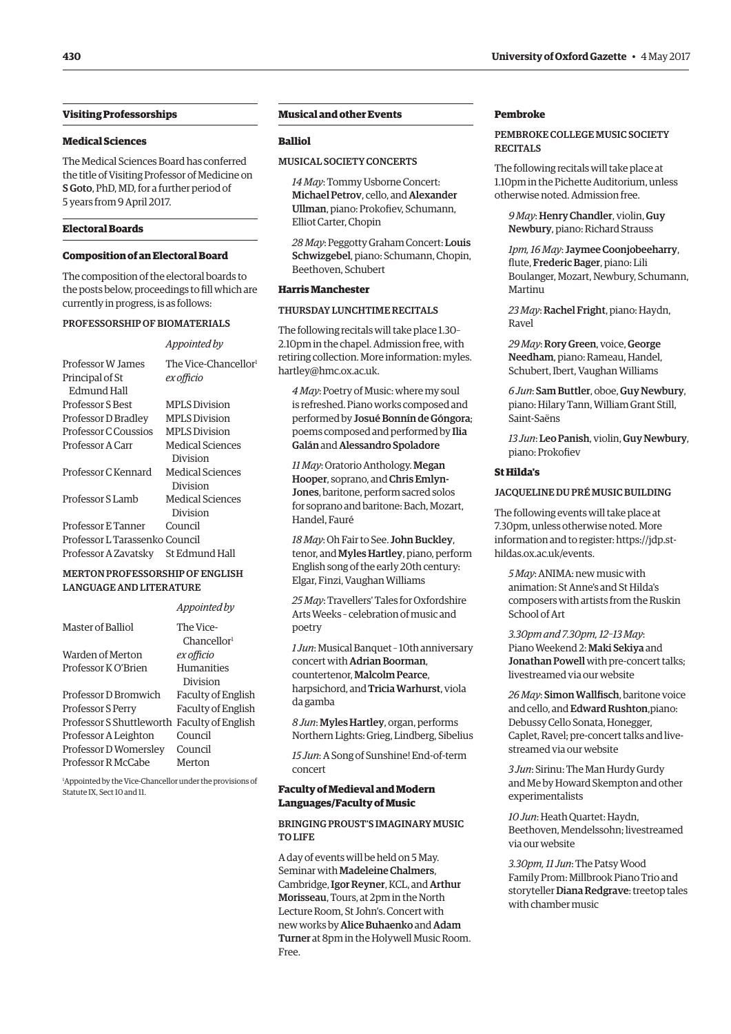## Visiting Professorships

### Medical Sciences

The Medical Sciences Board has conferred the title of Visiting Professor of Medicine on **S Goto**, PhD, MD, for a further period of 5 years from 9 April 2017.

## Electoral Boards

### Composition of an Electoral Board

The composition of the electoral boards to the posts below, proceedings to fill which are currently in progress, is as follows:

#### PROFESSORSHIP OF BIOMATERIALS

| | *Appointed by* |
|---|---|
| Professor W James | The Vice-Chancellor[1] |
| Principal of St Edmund Hall | *ex officio* |
| Professor S Best | MPLS Division |
| Professor D Bradley | MPLS Division |
| Professor C Coussios | MPLS Division |
| Professor A Carr | Medical Sciences Division |
| Professor C Kennard | Medical Sciences Division |
| Professor S Lamb | Medical Sciences Division |
| Professor E Tanner | Council |
| Professor L Tarassenko | Council |
| Professor A Zavatsky | St Edmund Hall |

#### MERTON PROFESSORSHIP OF ENGLISH LANGUAGE AND LITERATURE

| | *Appointed by* |
|---|---|
| Master of Balliol | The Vice-Chancellor[1] |
| Warden of Merton | *ex officio* |
| Professor K O'Brien | Humanities Division |
| Professor D Bromwich | Faculty of English |
| Professor S Perry | Faculty of English |
| Professor S Shuttleworth | Faculty of English |
| Professor A Leighton | Council |
| Professor D Womersley | Council |
| Professor R McCabe | Merton |

[1]Appointed by the Vice-Chancellor under the provisions of Statute IX, Sect 10 and 11.

## Musical and other Events

### Balliol

#### MUSICAL SOCIETY CONCERTS

*14 May*: Tommy Usborne Concert: **Michael Petrov**, cello, and **Alexander Ullman**, piano: Prokofiev, Schumann, Elliot Carter, Chopin

*28 May*: Peggotty Graham Concert: **Louis Schwizgebel**, piano: Schumann, Chopin, Beethoven, Schubert

### Harris Manchester

#### THURSDAY LUNCHTIME RECITALS

The following recitals will take place 1.30–2.10pm in the chapel. Admission free, with retiring collection. More information: myles.hartley@hmc.ox.ac.uk.

*4 May*: Poetry of Music: where my soul is refreshed. Piano works composed and performed by **Josué Bonnín de Góngora**; poems composed and performed by **Ilia Galán** and **Alessandro Spoladore**

*11 May*: Oratorio Anthology. **Megan Hooper**, soprano, and **Chris Emlyn-Jones**, baritone, perform sacred solos for soprano and baritone: Bach, Mozart, Handel, Fauré

*18 May*: Oh Fair to See. **John Buckley**, tenor, and **Myles Hartley**, piano, perform English song of the early 20th century: Elgar, Finzi, Vaughan Williams

*25 May*: Travellers' Tales for Oxfordshire Arts Weeks – celebration of music and poetry

*1 Jun*: Musical Banquet – 10th anniversary concert with **Adrian Boorman**, countertenor, **Malcolm Pearce**, harpsichord, and **Tricia Warhurst**, viola da gamba

*8 Jun*: **Myles Hartley**, organ, performs Northern Lights: Grieg, Lindberg, Sibelius

*15 Jun*: A Song of Sunshine! End-of-term concert

### Faculty of Medieval and Modern Languages/Faculty of Music

#### BRINGING PROUST'S IMAGINARY MUSIC TO LIFE

A day of events will be held on 5 May. Seminar with **Madeleine Chalmers**, Cambridge, **Igor Reyner**, KCL, and **Arthur Morisseau**, Tours, at 2pm in the North Lecture Room, St John's. Concert with new works by **Alice Buhaenko** and **Adam Turner** at 8pm in the Holywell Music Room. Free.

### Pembroke

#### PEMBROKE COLLEGE MUSIC SOCIETY RECITALS

The following recitals will take place at 1.10pm in the Pichette Auditorium, unless otherwise noted. Admission free.

*9 May*: **Henry Chandler**, violin, **Guy Newbury**, piano: Richard Strauss

*1pm, 16 May*: **Jaymee Coonjobeeharry**, flute, **Frederic Bager**, piano: Lili Boulanger, Mozart, Newbury, Schumann, Martinu

*23 May*: **Rachel Fright**, piano: Haydn, Ravel

*29 May*: **Rory Green**, voice, **George Needham**, piano: Rameau, Handel, Schubert, Ibert, Vaughan Williams

*6 Jun*: **Sam Buttler**, oboe, **Guy Newbury**, piano: Hilary Tann, William Grant Still, Saint-Saëns

*13 Jun*: **Leo Panish**, violin, **Guy Newbury**, piano: Prokofiev

### St Hilda's

#### JACQUELINE DU PRÉ MUSIC BUILDING

The following events will take place at 7.30pm, unless otherwise noted. More information and to register: https://jdp.st-hildas.ox.ac.uk/events.

*5 May*: ANIMA: new music with animation: St Anne's and St Hilda's composers with artists from the Ruskin School of Art

*3.30pm and 7.30pm, 12–13 May*: Piano Weekend 2: **Maki Sekiya** and **Jonathan Powell** with pre-concert talks; livestreamed via our website

*26 May*: **Simon Wallfisch**, baritone voice and cello, and **Edward Rushton**, piano: Debussy Cello Sonata, Honegger, Caplet, Ravel; pre-concert talks and live-streamed via our website

*3 Jun*: Sirinu: The Man Hurdy Gurdy and Me by Howard Skempton and other experimentalists

*10 Jun*: Heath Quartet: Haydn, Beethoven, Mendelssohn; livestreamed via our website

*3.30pm, 11 Jun*: The Patsy Wood Family Prom: Millbrook Piano Trio and storyteller **Diana Redgrave**: treetop tales with chamber music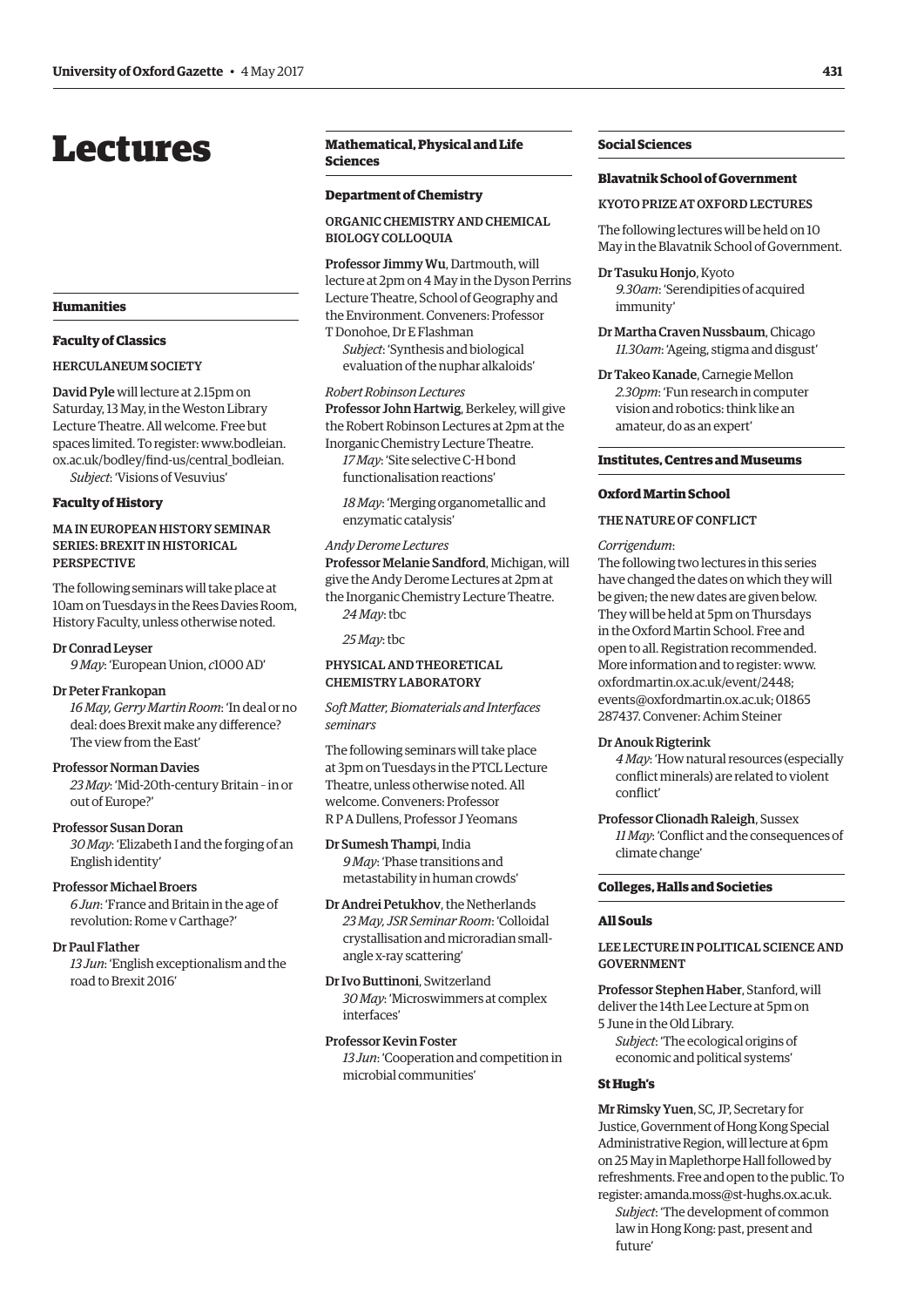# Lectures

## Humanities

### Faculty of Classics

#### HERCULANEUM SOCIETY

**David Pyle** will lecture at 2.15pm on Saturday, 13 May, in the Weston Library Lecture Theatre. All welcome. Free but spaces limited. To register: www.bodleian.ox.ac.uk/bodley/find-us/central_bodleian.

*Subject*: 'Visions of Vesuvius'

### Faculty of History

#### MA IN EUROPEAN HISTORY SEMINAR SERIES: BREXIT IN HISTORICAL PERSPECTIVE

The following seminars will take place at 10am on Tuesdays in the Rees Davies Room, History Faculty, unless otherwise noted.

**Dr Conrad Leyser**
*9 May*: 'European Union, *c*1000 AD'

**Dr Peter Frankopan**
*16 May, Gerry Martin Room*: 'In deal or no deal: does Brexit make any difference? The view from the East'

**Professor Norman Davies**
*23 May*: 'Mid-20th-century Britain – in or out of Europe?'

**Professor Susan Doran**
*30 May*: 'Elizabeth I and the forging of an English identity'

**Professor Michael Broers**
*6 Jun*: 'France and Britain in the age of revolution: Rome v Carthage?'

**Dr Paul Flather**
*13 Jun*: 'English exceptionalism and the road to Brexit 2016'

## Mathematical, Physical and Life Sciences

### Department of Chemistry

#### ORGANIC CHEMISTRY AND CHEMICAL BIOLOGY COLLOQUIA

**Professor Jimmy Wu**, Dartmouth, will lecture at 2pm on 4 May in the Dyson Perrins Lecture Theatre, School of Geography and the Environment. Conveners: Professor T Donohoe, Dr E Flashman

*Subject*: 'Synthesis and biological evaluation of the nuphar alkaloids'

*Robert Robinson Lectures*

**Professor John Hartwig**, Berkeley, will give the Robert Robinson Lectures at 2pm at the Inorganic Chemistry Lecture Theatre.

*17 May*: 'Site selective C-H bond functionalisation reactions'

*18 May*: 'Merging organometallic and enzymatic catalysis'

*Andy Derome Lectures*

**Professor Melanie Sandford**, Michigan, will give the Andy Derome Lectures at 2pm at the Inorganic Chemistry Lecture Theatre.

*24 May*: tbc

*25 May*: tbc

#### PHYSICAL AND THEORETICAL CHEMISTRY LABORATORY

*Soft Matter, Biomaterials and Interfaces seminars*

The following seminars will take place at 3pm on Tuesdays in the PTCL Lecture Theatre, unless otherwise noted. All welcome. Conveners: Professor R P A Dullens, Professor J Yeomans

**Dr Sumesh Thampi**, India
*9 May*: 'Phase transitions and metastability in human crowds'

**Dr Andrei Petukhov**, the Netherlands
*23 May, JSR Seminar Room*: 'Colloidal crystallisation and microradian small-angle x-ray scattering'

**Dr Ivo Buttinoni**, Switzerland
*30 May*: 'Microswimmers at complex interfaces'

**Professor Kevin Foster**
*13 Jun*: 'Cooperation and competition in microbial communities'

## Social Sciences

### Blavatnik School of Government

#### KYOTO PRIZE AT OXFORD LECTURES

The following lectures will be held on 10 May in the Blavatnik School of Government.

**Dr Tasuku Honjo**, Kyoto
*9.30am*: 'Serendipities of acquired immunity'

**Dr Martha Craven Nussbaum**, Chicago
*11.30am*: 'Ageing, stigma and disgust'

**Dr Takeo Kanade**, Carnegie Mellon
*2.30pm*: 'Fun research in computer vision and robotics: think like an amateur, do as an expert'

## Institutes, Centres and Museums

### Oxford Martin School

#### THE NATURE OF CONFLICT

*Corrigendum*:
The following two lectures in this series have changed the dates on which they will be given; the new dates are given below. They will be held at 5pm on Thursdays in the Oxford Martin School. Free and open to all. Registration recommended. More information and to register: www.oxfordmartin.ox.ac.uk/event/2448; events@oxfordmartin.ox.ac.uk; 01865 287437. Convener: Achim Steiner

**Dr Anouk Rigterink**
*4 May*: 'How natural resources (especially conflict minerals) are related to violent conflict'

**Professor Clionadh Raleigh**, Sussex
*11 May*: 'Conflict and the consequences of climate change'

## Colleges, Halls and Societies

### All Souls

#### LEE LECTURE IN POLITICAL SCIENCE AND GOVERNMENT

**Professor Stephen Haber**, Stanford, will deliver the 14th Lee Lecture at 5pm on 5 June in the Old Library.

*Subject*: 'The ecological origins of economic and political systems'

### St Hugh's

**Mr Rimsky Yuen**, SC, JP, Secretary for Justice, Government of Hong Kong Special Administrative Region, will lecture at 6pm on 25 May in Maplethorpe Hall followed by refreshments. Free and open to the public. To register: amanda.moss@st-hughs.ox.ac.uk.

*Subject*: 'The development of common law in Hong Kong: past, present and future'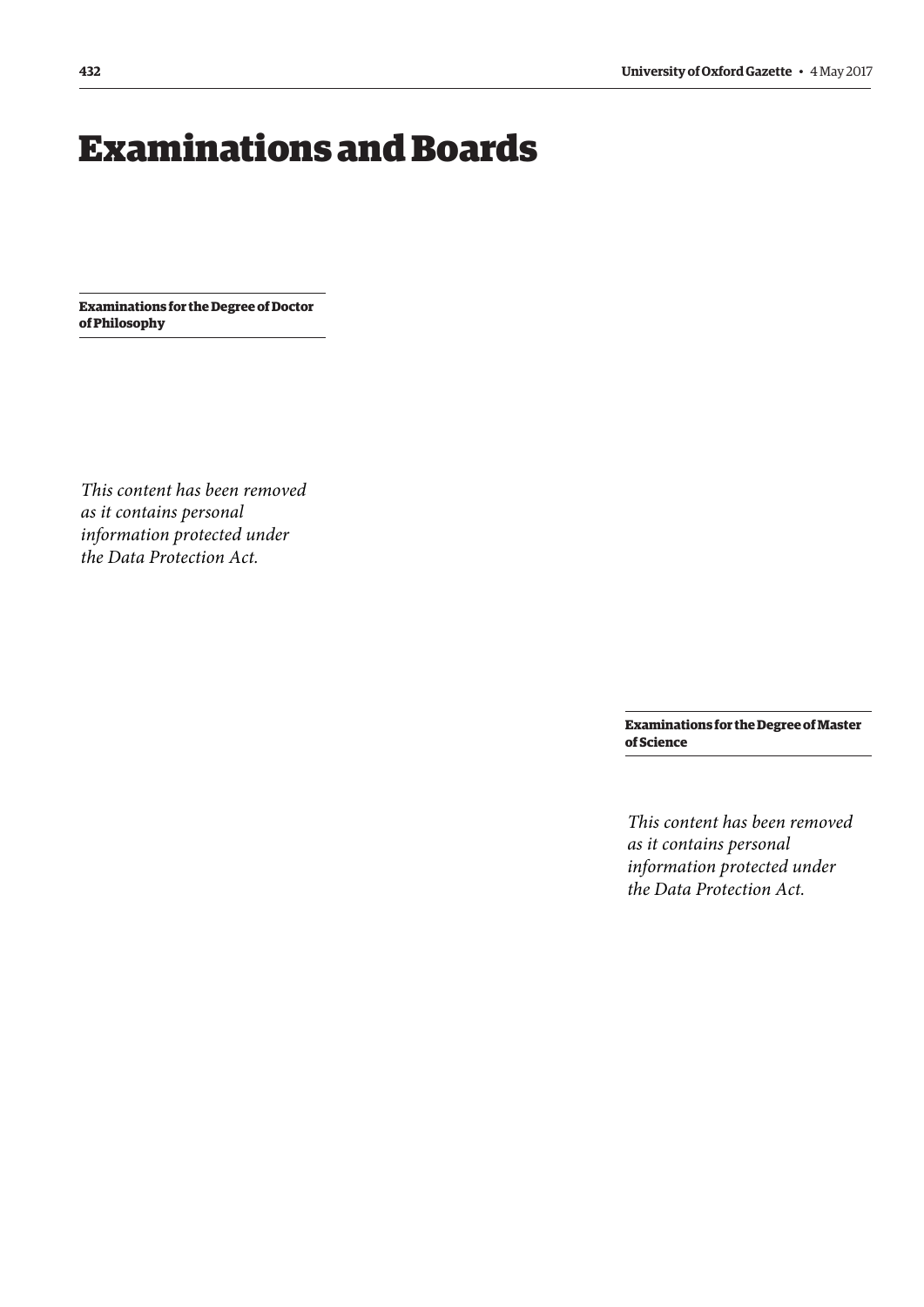# Examinations and Boards

### Examinations for the Degree of Doctor of Philosophy

*This content has been removed as it contains personal information protected under the Data Protection Act.*

### Examinations for the Degree of Master of Science

*This content has been removed as it contains personal information protected under the Data Protection Act.*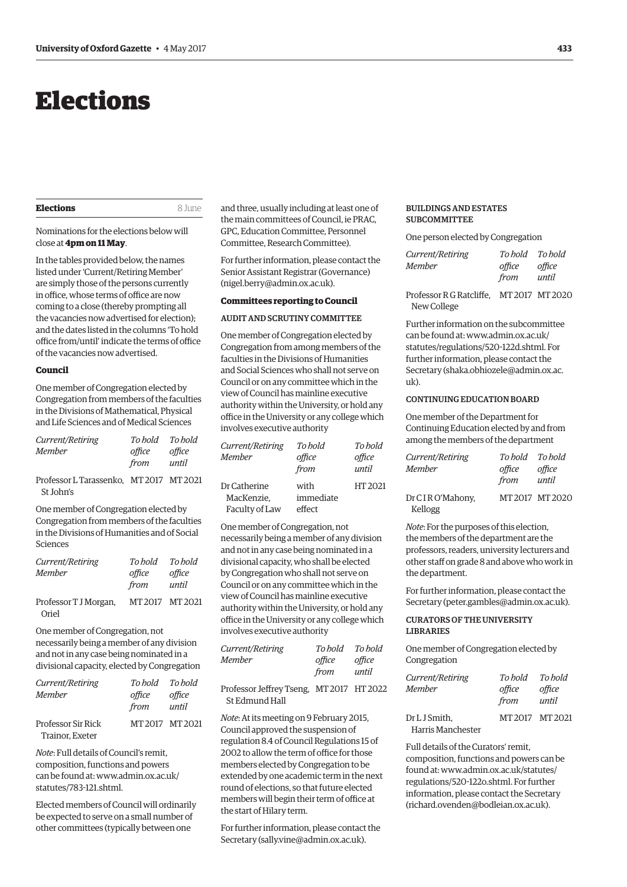# Elections

## Elections

8 June

Nominations for the elections below will close at **4pm on 11 May**.

In the tables provided below, the names listed under 'Current/Retiring Member' are simply those of the persons currently in office, whose terms of office are now coming to a close (thereby prompting all the vacancies now advertised for election); and the dates listed in the columns 'To hold office from/until' indicate the terms of office of the vacancies now advertised.

### Council

One member of Congregation elected by Congregation from members of the faculties in the Divisions of Mathematical, Physical and Life Sciences and of Medical Sciences

| *Current/Retiring Member* | *To hold office from* | *To hold office until* |
|---|---|---|
| Professor L Tarassenko, St John's | MT 2017 | MT 2021 |

One member of Congregation elected by Congregation from members of the faculties in the Divisions of Humanities and of Social Sciences

| *Current/Retiring Member* | *To hold office from* | *To hold office until* |
|---|---|---|
| Professor T J Morgan, Oriel | MT 2017 | MT 2021 |

One member of Congregation, not necessarily being a member of any division and not in any case being nominated in a divisional capacity, elected by Congregation

| *Current/Retiring Member* | *To hold office from* | *To hold office until* |
|---|---|---|
| Professor Sir Rick Trainor, Exeter | MT 2017 | MT 2021 |

*Note*: Full details of Council's remit, composition, functions and powers can be found at: www.admin.ox.ac.uk/statutes/783-121.shtml.

Elected members of Council will ordinarily be expected to serve on a small number of other committees (typically between one and three, usually including at least one of the main committees of Council, ie PRAC, GPC, Education Committee, Personnel Committee, Research Committee).

For further information, please contact the Senior Assistant Registrar (Governance) (nigel.berry@admin.ox.ac.uk).

### Committees reporting to Council

#### AUDIT AND SCRUTINY COMMITTEE

One member of Congregation elected by Congregation from among members of the faculties in the Divisions of Humanities and Social Sciences who shall not serve on Council or on any committee which in the view of Council has mainline executive authority within the University, or hold any office in the University or any college which involves executive authority

| *Current/Retiring Member* | *To hold office from* | *To hold office until* |
|---|---|---|
| Dr Catherine MacKenzie, Faculty of Law | with immediate effect | HT 2021 |

One member of Congregation, not necessarily being a member of any division and not in any case being nominated in a divisional capacity, who shall be elected by Congregation who shall not serve on Council or on any committee which in the view of Council has mainline executive authority within the University, or hold any office in the University or any college which involves executive authority

| *Current/Retiring Member* | *To hold office from* | *To hold office until* |
|---|---|---|
| Professor Jeffrey Tseng, St Edmund Hall | MT 2017 | HT 2022 |

*Note*: At its meeting on 9 February 2015, Council approved the suspension of regulation 8.4 of Council Regulations 15 of 2002 to allow the term of office for those members elected by Congregation to be extended by one academic term in the next round of elections, so that future elected members will begin their term of office at the start of Hilary term.

For further information, please contact the Secretary (sally.vine@admin.ox.ac.uk).

#### BUILDINGS AND ESTATES SUBCOMMITTEE

One person elected by Congregation

| *Current/Retiring Member* | *To hold office from* | *To hold office until* |
|---|---|---|
| Professor R G Ratcliffe, New College | MT 2017 | MT 2020 |

Further information on the subcommittee can be found at: www.admin.ox.ac.uk/statutes/regulations/520-122d.shtml. For further information, please contact the Secretary (shaka.obhiozele@admin.ox.ac.uk).

#### CONTINUING EDUCATION BOARD

One member of the Department for Continuing Education elected by and from among the members of the department

| *Current/Retiring Member* | *To hold office from* | *To hold office until* |
|---|---|---|
| Dr C I R O'Mahony, Kellogg | MT 2017 | MT 2020 |

*Note*: For the purposes of this election, the members of the department are the professors, readers, university lecturers and other staff on grade 8 and above who work in the department.

For further information, please contact the Secretary (peter.gambles@admin.ox.ac.uk).

#### CURATORS OF THE UNIVERSITY LIBRARIES

One member of Congregation elected by Congregation

| *Current/Retiring Member* | *To hold office from* | *To hold office until* |
|---|---|---|
| Dr L J Smith, Harris Manchester | MT 2017 | MT 2021 |

Full details of the Curators' remit, composition, functions and powers can be found at: www.admin.ox.ac.uk/statutes/regulations/520-122o.shtml. For further information, please contact the Secretary (richard.ovenden@bodleian.ox.ac.uk).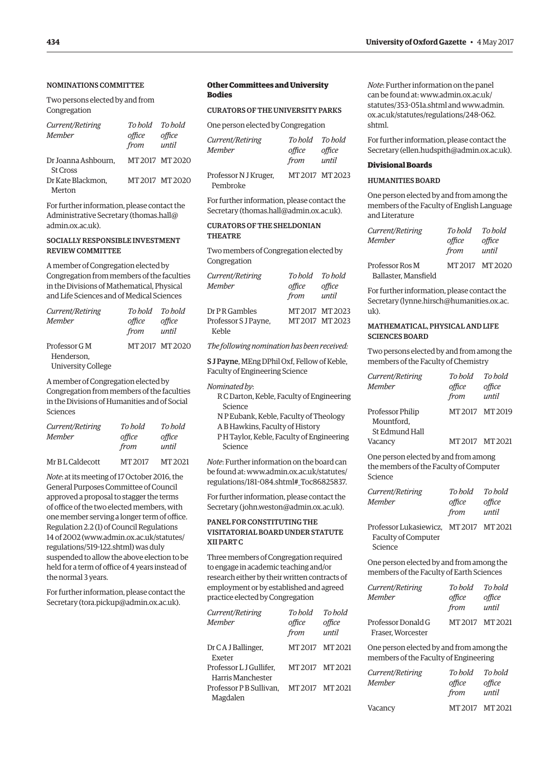### NOMINATIONS COMMITTEE

Two persons elected by and from Congregation

| *Current/Retiring Member* | *To hold office from* | *To hold office until* |
|---|---|---|
| Dr Joanna Ashbourn, St Cross | MT 2017 | MT 2020 |
| Dr Kate Blackmon, Merton | MT 2017 | MT 2020 |

For further information, please contact the Administrative Secretary (thomas.hall@admin.ox.ac.uk).

### SOCIALLY RESPONSIBLE INVESTMENT REVIEW COMMITTEE

A member of Congregation elected by Congregation from members of the faculties in the Divisions of Mathematical, Physical and Life Sciences and of Medical Sciences

| *Current/Retiring Member* | *To hold office from* | *To hold office until* |
|---|---|---|
| Professor G M Henderson, University College | MT 2017 | MT 2020 |

A member of Congregation elected by Congregation from members of the faculties in the Divisions of Humanities and of Social Sciences

| *Current/Retiring Member* | *To hold office from* | *To hold office until* |
|---|---|---|
| Mr B L Caldecott | MT 2017 | MT 2021 |

*Note*: at its meeting of 17 October 2016, the General Purposes Committee of Council approved a proposal to stagger the terms of office of the two elected members, with one member serving a longer term of office. Regulation 2.2 (1) of Council Regulations 14 of 2002 (www.admin.ox.ac.uk/statutes/regulations/519-122.shtml) was duly suspended to allow the above election to be held for a term of office of 4 years instead of the normal 3 years.

For further information, please contact the Secretary (tora.pickup@admin.ox.ac.uk).

## Other Committees and University Bodies

### CURATORS OF THE UNIVERSITY PARKS

One person elected by Congregation

| *Current/Retiring Member* | *To hold office from* | *To hold office until* |
|---|---|---|
| Professor N J Kruger, Pembroke | MT 2017 | MT 2023 |

For further information, please contact the Secretary (thomas.hall@admin.ox.ac.uk).

### CURATORS OF THE SHELDONIAN THEATRE

Two members of Congregation elected by Congregation

| *Current/Retiring Member* | *To hold office from* | *To hold office until* |
|---|---|---|
| Dr P R Gambles | MT 2017 | MT 2023 |
| Professor S J Payne, Keble | MT 2017 | MT 2023 |

*The following nomination has been received:*

**S J Payne**, MEng DPhil Oxf, Fellow of Keble, Faculty of Engineering Science

*Nominated by*:
- R C Darton, Keble, Faculty of Engineering Science
- N P Eubank, Keble, Faculty of Theology
- A B Hawkins, Faculty of History
- P H Taylor, Keble, Faculty of Engineering Science

*Note*: Further information on the board can be found at: www.admin.ox.ac.uk/statutes/regulations/181-084.shtml#_Toc86825837.

For further information, please contact the Secretary (john.weston@admin.ox.ac.uk).

### PANEL FOR CONSTITUTING THE VISITATORIAL BOARD UNDER STATUTE XII PART C

Three members of Congregation required to engage in academic teaching and/or research either by their written contracts of employment or by established and agreed practice elected by Congregation

| *Current/Retiring Member* | *To hold office from* | *To hold office until* |
|---|---|---|
| Dr C A J Ballinger, Exeter | MT 2017 | MT 2021 |
| Professor L J Gullifer, Harris Manchester | MT 2017 | MT 2021 |
| Professor P B Sullivan, Magdalen | MT 2017 | MT 2021 |

*Note*: Further information on the panel can be found at: www.admin.ox.ac.uk/statutes/353-051a.shtml and www.admin.ox.ac.uk/statutes/regulations/248-062.shtml.

For further information, please contact the Secretary (ellen.hudspith@admin.ox.ac.uk).

## Divisional Boards

### HUMANITIES BOARD

One person elected by and from among the members of the Faculty of English Language and Literature

| *Current/Retiring Member* | *To hold office from* | *To hold office until* |
|---|---|---|
| Professor Ros M Ballaster, Mansfield | MT 2017 | MT 2020 |

For further information, please contact the Secretary (lynne.hirsch@humanities.ox.ac.uk).

### MATHEMATICAL, PHYSICAL AND LIFE SCIENCES BOARD

Two persons elected by and from among the members of the Faculty of Chemistry

| *Current/Retiring Member* | *To hold office from* | *To hold office until* |
|---|---|---|
| Professor Philip Mountford, St Edmund Hall | MT 2017 | MT 2019 |
| Vacancy | MT 2017 | MT 2021 |

One person elected by and from among the members of the Faculty of Computer Science

| *Current/Retiring Member* | *To hold office from* | *To hold office until* |
|---|---|---|
| Professor Lukasiewicz, Faculty of Computer Science | MT 2017 | MT 2021 |

One person elected by and from among the members of the Faculty of Earth Sciences

| *Current/Retiring Member* | *To hold office from* | *To hold office until* |
|---|---|---|
| Professor Donald G Fraser, Worcester | MT 2017 | MT 2021 |

One person elected by and from among the members of the Faculty of Engineering

| *Current/Retiring Member* | *To hold office from* | *To hold office until* |
|---|---|---|
| Vacancy | MT 2017 | MT 2021 |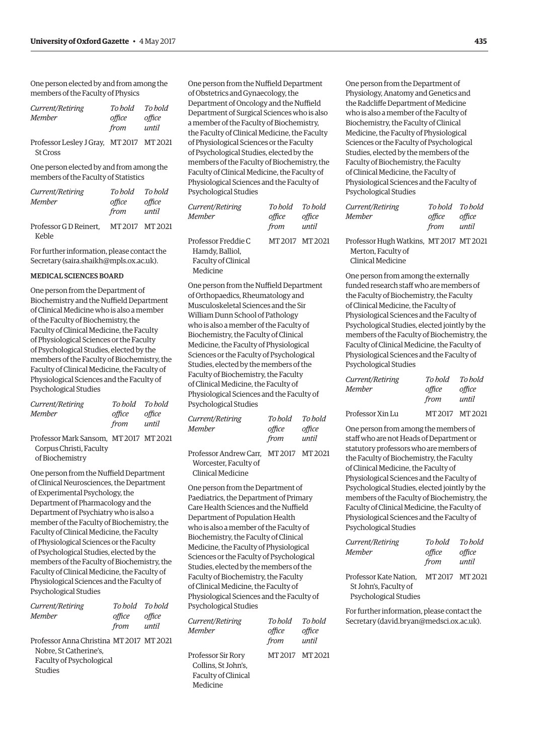One person elected by and from among the members of the Faculty of Physics

| *Current/Retiring Member* | *To hold office from* | *To hold office until* |
|---|---|---|
| Professor Lesley J Gray, St Cross | MT 2017 | MT 2021 |

One person elected by and from among the members of the Faculty of Statistics

| *Current/Retiring Member* | *To hold office from* | *To hold office until* |
|---|---|---|
| Professor G D Reinert, Keble | MT 2017 | MT 2021 |

For further information, please contact the Secretary (saira.shaikh@mpls.ox.ac.uk).

## MEDICAL SCIENCES BOARD

One person from the Department of Biochemistry and the Nuffield Department of Clinical Medicine who is also a member of the Faculty of Biochemistry, the Faculty of Clinical Medicine, the Faculty of Physiological Sciences or the Faculty of Psychological Studies, elected by the members of the Faculty of Biochemistry, the Faculty of Clinical Medicine, the Faculty of Physiological Sciences and the Faculty of Psychological Studies

| *Current/Retiring Member* | *To hold office from* | *To hold office until* |
|---|---|---|
| Professor Mark Sansom, Corpus Christi, Faculty of Biochemistry | MT 2017 | MT 2021 |

One person from the Nuffield Department of Clinical Neurosciences, the Department of Experimental Psychology, the Department of Pharmacology and the Department of Psychiatry who is also a member of the Faculty of Biochemistry, the Faculty of Clinical Medicine, the Faculty of Physiological Sciences or the Faculty of Psychological Studies, elected by the members of the Faculty of Biochemistry, the Faculty of Clinical Medicine, the Faculty of Physiological Sciences and the Faculty of Psychological Studies

| *Current/Retiring Member* | *To hold office from* | *To hold office until* |
|---|---|---|
| Professor Anna Christina Nobre, St Catherine's, Faculty of Psychological Studies | MT 2017 | MT 2021 |

One person from the Nuffield Department of Obstetrics and Gynaecology, the Department of Oncology and the Nuffield Department of Surgical Sciences who is also a member of the Faculty of Biochemistry, the Faculty of Clinical Medicine, the Faculty of Physiological Sciences or the Faculty of Psychological Studies, elected by the members of the Faculty of Biochemistry, the Faculty of Clinical Medicine, the Faculty of Physiological Sciences and the Faculty of Psychological Studies

| *Current/Retiring Member* | *To hold office from* | *To hold office until* |
|---|---|---|
| Professor Freddie C Hamdy, Balliol, Faculty of Clinical Medicine | MT 2017 | MT 2021 |

One person from the Nuffield Department of Orthopaedics, Rheumatology and Musculoskeletal Sciences and the Sir William Dunn School of Pathology who is also a member of the Faculty of Biochemistry, the Faculty of Clinical Medicine, the Faculty of Physiological Sciences or the Faculty of Psychological Studies, elected by the members of the Faculty of Biochemistry, the Faculty of Clinical Medicine, the Faculty of Physiological Sciences and the Faculty of Psychological Studies

| *Current/Retiring Member* | *To hold office from* | *To hold office until* |
|---|---|---|
| Professor Andrew Carr, Worcester, Faculty of Clinical Medicine | MT 2017 | MT 2021 |

One person from the Department of Paediatrics, the Department of Primary Care Health Sciences and the Nuffield Department of Population Health who is also a member of the Faculty of Biochemistry, the Faculty of Clinical Medicine, the Faculty of Physiological Sciences or the Faculty of Psychological Studies, elected by the members of the Faculty of Biochemistry, the Faculty of Clinical Medicine, the Faculty of Physiological Sciences and the Faculty of Psychological Studies

| *Current/Retiring Member* | *To hold office from* | *To hold office until* |
|---|---|---|
| Professor Sir Rory Collins, St John's, Faculty of Clinical Medicine | MT 2017 | MT 2021 |

One person from the Department of Physiology, Anatomy and Genetics and the Radcliffe Department of Medicine who is also a member of the Faculty of Biochemistry, the Faculty of Clinical Medicine, the Faculty of Physiological Sciences or the Faculty of Psychological Studies, elected by the members of the Faculty of Biochemistry, the Faculty of Clinical Medicine, the Faculty of Physiological Sciences and the Faculty of Psychological Studies

| *Current/Retiring Member* | *To hold office from* | *To hold office until* |
|---|---|---|
| Professor Hugh Watkins, Merton, Faculty of Clinical Medicine | MT 2017 | MT 2021 |

One person from among the externally funded research staff who are members of the Faculty of Biochemistry, the Faculty of Clinical Medicine, the Faculty of Physiological Sciences and the Faculty of Psychological Studies, elected jointly by the members of the Faculty of Biochemistry, the Faculty of Clinical Medicine, the Faculty of Physiological Sciences and the Faculty of Psychological Studies

| *Current/Retiring Member* | *To hold office from* | *To hold office until* |
|---|---|---|
| Professor Xin Lu | MT 2017 | MT 2021 |

One person from among the members of staff who are not Heads of Department or statutory professors who are members of the Faculty of Biochemistry, the Faculty of Clinical Medicine, the Faculty of Physiological Sciences and the Faculty of Psychological Studies, elected jointly by the members of the Faculty of Biochemistry, the Faculty of Clinical Medicine, the Faculty of Physiological Sciences and the Faculty of Psychological Studies

| *Current/Retiring Member* | *To hold office from* | *To hold office until* |
|---|---|---|
| Professor Kate Nation, St John's, Faculty of Psychological Studies | MT 2017 | MT 2021 |

For further information, please contact the Secretary (david.bryan@medsci.ox.ac.uk).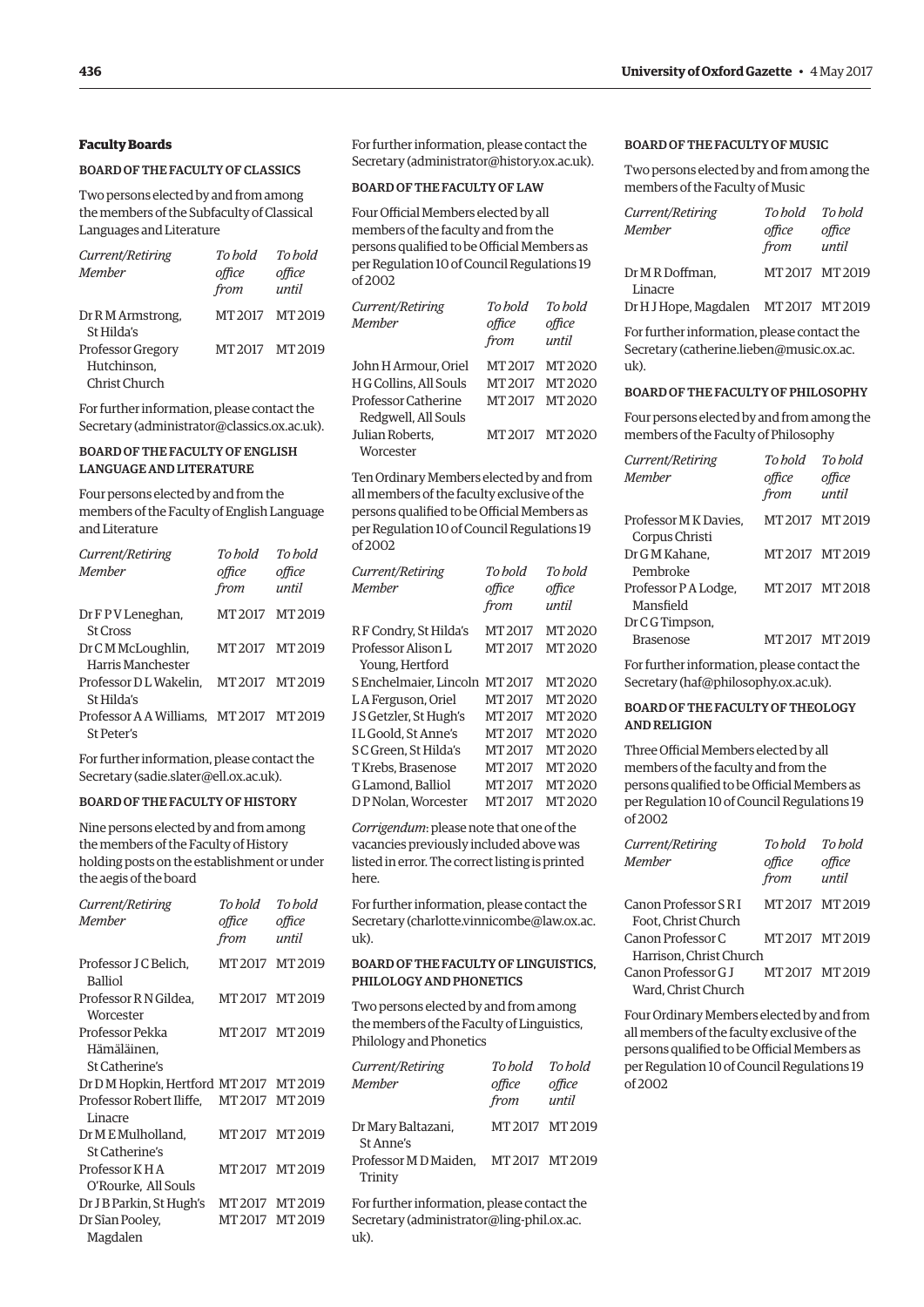## Faculty Boards

### BOARD OF THE FACULTY OF CLASSICS

Two persons elected by and from among the members of the Subfaculty of Classical Languages and Literature

| *Current/Retiring Member* | *To hold office from* | *To hold office until* |
|---|---|---|
| Dr R M Armstrong, St Hilda's | MT 2017 | MT 2019 |
| Professor Gregory Hutchinson, Christ Church | MT 2017 | MT 2019 |

For further information, please contact the Secretary (administrator@classics.ox.ac.uk).

### BOARD OF THE FACULTY OF ENGLISH LANGUAGE AND LITERATURE

Four persons elected by and from the members of the Faculty of English Language and Literature

| *Current/Retiring Member* | *To hold office from* | *To hold office until* |
|---|---|---|
| Dr F P V Leneghan, St Cross | MT 2017 | MT 2019 |
| Dr C M McLoughlin, Harris Manchester | MT 2017 | MT 2019 |
| Professor D L Wakelin, St Hilda's | MT 2017 | MT 2019 |
| Professor A A Williams, St Peter's | MT 2017 | MT 2019 |

For further information, please contact the Secretary (sadie.slater@ell.ox.ac.uk).

### BOARD OF THE FACULTY OF HISTORY

Nine persons elected by and from among the members of the Faculty of History holding posts on the establishment or under the aegis of the board

| *Current/Retiring Member* | *To hold office from* | *To hold office until* |
|---|---|---|
| Professor J C Belich, Balliol | MT 2017 | MT 2019 |
| Professor R N Gildea, Worcester | MT 2017 | MT 2019 |
| Professor Pekka Hämäläinen, St Catherine's | MT 2017 | MT 2019 |
| Dr D M Hopkin, Hertford | MT 2017 | MT 2019 |
| Professor Robert Iliffe, Linacre | MT 2017 | MT 2019 |
| Dr M E Mulholland, St Catherine's | MT 2017 | MT 2019 |
| Professor K H A O'Rourke, All Souls | MT 2017 | MT 2019 |
| Dr J B Parkin, St Hugh's | MT 2017 | MT 2019 |
| Dr Sîan Pooley, Magdalen | MT 2017 | MT 2019 |

For further information, please contact the Secretary (administrator@history.ox.ac.uk).

### BOARD OF THE FACULTY OF LAW

Four Official Members elected by all members of the faculty and from the persons qualified to be Official Members as per Regulation 10 of Council Regulations 19 of 2002

| *Current/Retiring Member* | *To hold office from* | *To hold office until* |
|---|---|---|
| John H Armour, Oriel | MT 2017 | MT 2020 |
| H G Collins, All Souls | MT 2017 | MT 2020 |
| Professor Catherine Redgwell, All Souls | MT 2017 | MT 2020 |
| Julian Roberts, Worcester | MT 2017 | MT 2020 |

Ten Ordinary Members elected by and from all members of the faculty exclusive of the persons qualified to be Official Members as per Regulation 10 of Council Regulations 19 of 2002

| *Current/Retiring Member* | *To hold office from* | *To hold office until* |
|---|---|---|
| R F Condry, St Hilda's | MT 2017 | MT 2020 |
| Professor Alison L Young, Hertford | MT 2017 | MT 2020 |
| S Enchelmaier, Lincoln | MT 2017 | MT 2020 |
| L A Ferguson, Oriel | MT 2017 | MT 2020 |
| J S Getzler, St Hugh's | MT 2017 | MT 2020 |
| I L Goold, St Anne's | MT 2017 | MT 2020 |
| S C Green, St Hilda's | MT 2017 | MT 2020 |
| T Krebs, Brasenose | MT 2017 | MT 2020 |
| G Lamond, Balliol | MT 2017 | MT 2020 |
| D P Nolan, Worcester | MT 2017 | MT 2020 |

*Corrigendum*: please note that one of the vacancies previously included above was listed in error. The correct listing is printed here.

For further information, please contact the Secretary (charlotte.vinnicombe@law.ox.ac.uk).

### BOARD OF THE FACULTY OF LINGUISTICS, PHILOLOGY AND PHONETICS

Two persons elected by and from among the members of the Faculty of Linguistics, Philology and Phonetics

| *Current/Retiring Member* | *To hold office from* | *To hold office until* |
|---|---|---|
| Dr Mary Baltazani, St Anne's | MT 2017 | MT 2019 |
| Professor M D Maiden, Trinity | MT 2017 | MT 2019 |

For further information, please contact the Secretary (administrator@ling-phil.ox.ac.uk).

### BOARD OF THE FACULTY OF MUSIC

Two persons elected by and from among the members of the Faculty of Music

| *Current/Retiring Member* | *To hold office from* | *To hold office until* |
|---|---|---|
| Dr M R Doffman, Linacre | MT 2017 | MT 2019 |
| Dr H J Hope, Magdalen | MT 2017 | MT 2019 |

For further information, please contact the Secretary (catherine.lieben@music.ox.ac.uk).

### BOARD OF THE FACULTY OF PHILOSOPHY

Four persons elected by and from among the members of the Faculty of Philosophy

| *Current/Retiring Member* | *To hold office from* | *To hold office until* |
|---|---|---|
| Professor M K Davies, Corpus Christi | MT 2017 | MT 2019 |
| Dr G M Kahane, Pembroke | MT 2017 | MT 2019 |
| Professor P A Lodge, Mansfield | MT 2017 | MT 2018 |
| Dr C G Timpson, Brasenose | MT 2017 | MT 2019 |

For further information, please contact the Secretary (haf@philosophy.ox.ac.uk).

### BOARD OF THE FACULTY OF THEOLOGY AND RELIGION

Three Official Members elected by all members of the faculty and from the persons qualified to be Official Members as per Regulation 10 of Council Regulations 19 of 2002

| *Current/Retiring Member* | *To hold office from* | *To hold office until* |
|---|---|---|
| Canon Professor S R I Foot, Christ Church | MT 2017 | MT 2019 |
| Canon Professor C Harrison, Christ Church | MT 2017 | MT 2019 |
| Canon Professor G J Ward, Christ Church | MT 2017 | MT 2019 |

Four Ordinary Members elected by and from all members of the faculty exclusive of the persons qualified to be Official Members as per Regulation 10 of Council Regulations 19 of 2002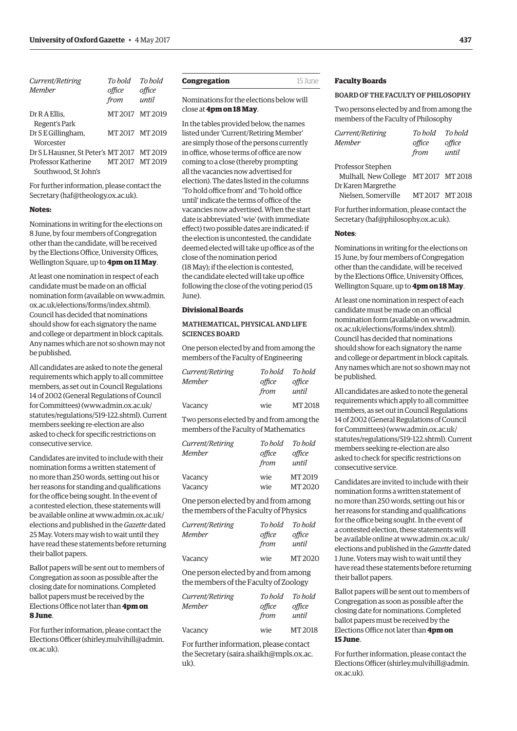| Current/Retiring Member | To hold office from | To hold office until |
|---|---|---|
| Dr R A Ellis, Regent's Park | MT 2017 | MT 2019 |
| Dr S E Gillingham, Worcester | MT 2017 | MT 2019 |
| Dr S L Hausner, St Peter's | MT 2017 | MT 2019 |
| Professor Katherine Southwood, St John's | MT 2017 | MT 2019 |

For further information, please contact the Secretary (haf@theology.ox.ac.uk).

**Notes:**

Nominations in writing for the elections on 8 June, by four members of Congregation other than the candidate, will be received by the Elections Office, University Offices, Wellington Square, up to **4pm on 11 May**.

At least one nomination in respect of each candidate must be made on an official nomination form (available on www.admin.ox.ac.uk/elections/forms/index.shtml). Council has decided that nominations should show for each signatory the name and college or department in block capitals. Any names which are not so shown may not be published.

All candidates are asked to note the general requirements which apply to all committee members, as set out in Council Regulations 14 of 2002 (General Regulations of Council for Committees) (www.admin.ox.ac.uk/statutes/regulations/519-122.shtml). Current members seeking re-election are also asked to check for specific restrictions on consecutive service.

Candidates are invited to include with their nomination forms a written statement of no more than 250 words, setting out his or her reasons for standing and qualifications for the office being sought. In the event of a contested election, these statements will be available online at www.admin.ox.ac.uk/elections and published in the *Gazette* dated 25 May. Voters may wish to wait until they have read these statements before returning their ballot papers.

Ballot papers will be sent out to members of Congregation as soon as possible after the closing date for nominations. Completed ballot papers must be received by the Elections Office not later than **4pm on 8 June**.

For further information, please contact the Elections Officer (shirley.mulvihill@admin.ox.ac.uk).

## Congregation — 15 June

Nominations for the elections below will close at **4pm on 18 May**.

In the tables provided below, the names listed under 'Current/Retiring Member' are simply those of the persons currently in office, whose terms of office are now coming to a close (thereby prompting all the vacancies now advertised for election). The dates listed in the columns 'To hold office from' and 'To hold office until' indicate the terms of office of the vacancies now advertised. When the start date is abbreviated 'wie' (with immediate effect) two possible dates are indicated: if the election is uncontested, the candidate deemed elected will take up office as of the close of the nomination period (18 May); if the election is contested, the candidate elected will take up office following the close of the voting period (15 June).

### Divisional Boards

#### MATHEMATICAL, PHYSICAL AND LIFE SCIENCES BOARD

One person elected by and from among the members of the Faculty of Engineering

| Current/Retiring Member | To hold office from | To hold office until |
|---|---|---|
| Vacancy | wie | MT 2018 |

Two persons elected by and from among the members of the Faculty of Mathematics

| Current/Retiring Member | To hold office from | To hold office until |
|---|---|---|
| Vacancy | wie | MT 2019 |
| Vacancy | wie | MT 2020 |

One person elected by and from among the members of the Faculty of Physics

| Current/Retiring Member | To hold office from | To hold office until |
|---|---|---|
| Vacancy | wie | MT 2020 |

One person elected by and from among the members of the Faculty of Zoology

| Current/Retiring Member | To hold office from | To hold office until |
|---|---|---|
| Vacancy | wie | MT 2018 |

For further information, please contact the Secretary (saira.shaikh@mpls.ox.ac.uk).

### Faculty Boards

#### BOARD OF THE FACULTY OF PHILOSOPHY

Two persons elected by and from among the members of the Faculty of Philosophy

| Current/Retiring Member | To hold office from | To hold office until |
|---|---|---|
| Professor Stephen Mulhall, New College | MT 2017 | MT 2018 |
| Dr Karen Margrethe Nielsen, Somerville | MT 2017 | MT 2018 |

For further information, please contact the Secretary (haf@philosophy.ox.ac.uk).

**Notes**:

Nominations in writing for the elections on 15 June, by four members of Congregation other than the candidate, will be received by the Elections Office, University Offices, Wellington Square, up to **4pm on 18 May**.

At least one nomination in respect of each candidate must be made on an official nomination form (available on www.admin.ox.ac.uk/elections/forms/index.shtml). Council has decided that nominations should show for each signatory the name and college or department in block capitals. Any names which are not so shown may not be published.

All candidates are asked to note the general requirements which apply to all committee members, as set out in Council Regulations 14 of 2002 (General Regulations of Council for Committees) (www.admin.ox.ac.uk/statutes/regulations/519-122.shtml). Current members seeking re-election are also asked to check for specific restrictions on consecutive service.

Candidates are invited to include with their nomination forms a written statement of no more than 250 words, setting out his or her reasons for standing and qualifications for the office being sought. In the event of a contested election, these statements will be available online at www.admin.ox.ac.uk/elections and published in the *Gazette* dated 1 June. Voters may wish to wait until they have read these statements before returning their ballot papers.

Ballot papers will be sent out to members of Congregation as soon as possible after the closing date for nominations. Completed ballot papers must be received by the Elections Office not later than **4pm on 15 June**.

For further information, please contact the Elections Officer (shirley.mulvihill@admin.ox.ac.uk).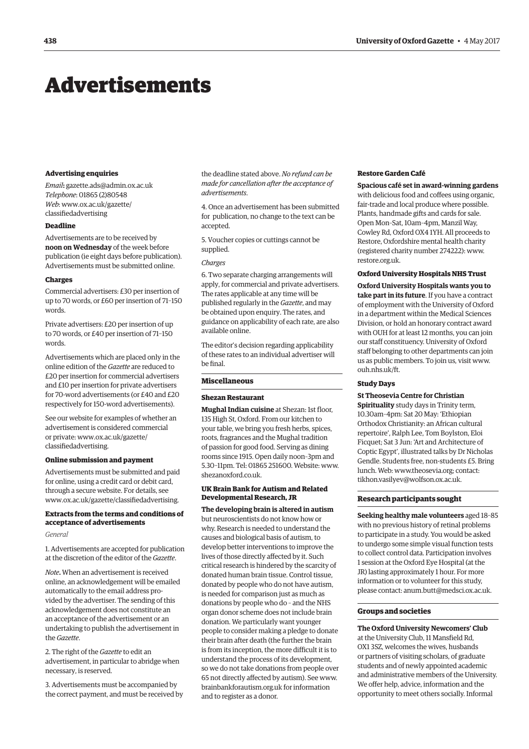# Advertisements

### Advertising enquiries

*Email:* gazette.ads@admin.ox.ac.uk
*Telephone*: 01865 (2)80548
*Web*: www.ox.ac.uk/gazette/classifiedadvertising

### Deadline

Advertisements are to be received by **noon on Wednesday** of the week before publication (ie eight days before publication). Advertisements must be submitted online.

### Charges

Commercial advertisers: £30 per insertion of up to 70 words, or £60 per insertion of 71–150 words.

Private advertisers: £20 per insertion of up to 70 words, or £40 per insertion of 71–150 words.

Advertisements which are placed only in the online edition of the *Gazette* are reduced to £20 per insertion for commercial advertisers and £10 per insertion for private advertisers for 70-word advertisements (or £40 and £20 respectively for 150-word advertisements).

See our website for examples of whether an advertisement is considered commercial or private: www.ox.ac.uk/gazette/classifiedadvertising.

### Online submission and payment

Advertisements must be submitted and paid for online, using a credit card or debit card, through a secure website. For details, see www.ox.ac.uk/gazette/classifiedadvertising.

### Extracts from the terms and conditions of acceptance of advertisements

*General*

1. Advertisements are accepted for publication at the discretion of the editor of the *Gazette*.

*Note*. When an advertisement is received online, an acknowledgement will be emailed automatically to the email address provided by the advertiser. The sending of this acknowledgement does not constitute an an acceptance of the advertisement or an undertaking to publish the advertisement in the *Gazette*.

2. The right of the *Gazette* to edit an advertisement, in particular to abridge when necessary, is reserved.

3. Advertisements must be accompanied by the correct payment, and must be received by the deadline stated above. *No refund can be made for cancellation after the acceptance of advertisements*.

4. Once an advertisement has been submitted for publication, no change to the text can be accepted.

5. Voucher copies or cuttings cannot be supplied.

*Charges*

6. Two separate charging arrangements will apply, for commercial and private advertisers. The rates applicable at any time will be published regularly in the *Gazette*, and may be obtained upon enquiry. The rates, and guidance on applicability of each rate, are also available online.

The editor's decision regarding applicability of these rates to an individual advertiser will be final.

## Miscellaneous

### Shezan Restaurant

**Mughal Indian cuisine** at Shezan: 1st floor, 135 High St, Oxford. From our kitchen to your table, we bring you fresh herbs, spices, roots, fragrances and the Mughal tradition of passion for good food. Serving as dining rooms since 1915. Open daily noon–3pm and 5.30–11pm. Tel: 01865 251600. Website: www.shezanoxford.co.uk.

### UK Brain Bank for Autism and Related Developmental Research, JR

**The developing brain is altered in autism** but neuroscientists do not know how or why. Research is needed to understand the causes and biological basis of autism, to develop better interventions to improve the lives of those directly affected by it. Such critical research is hindered by the scarcity of donated human brain tissue. Control tissue, donated by people who do not have autism, is needed for comparison just as much as donations by people who do – and the NHS organ donor scheme does not include brain donation. We particularly want younger people to consider making a pledge to donate their brain after death (the further the brain is from its inception, the more difficult it is to understand the process of its development, so we do not take donations from people over 65 not directly affected by autism). See www.brainbankforautism.org.uk for information and to register as a donor.

### Restore Garden Café

**Spacious café set in award-winning gardens** with delicious food and coffees using organic, fair-trade and local produce where possible. Plants, handmade gifts and cards for sale. Open Mon–Sat, 10am–4pm, Manzil Way, Cowley Rd, Oxford OX4 1YH. All proceeds to Restore, Oxfordshire mental health charity (registered charity number 274222): www.restore.org.uk.

### Oxford University Hospitals NHS Trust

**Oxford University Hospitals wants you to take part in its future**. If you have a contract of employment with the University of Oxford in a department within the Medical Sciences Division, or hold an honorary contract award with OUH for at least 12 months, you can join our staff constituency. University of Oxford staff belonging to other departments can join us as public members. To join us, visit www.ouh.nhs.uk/ft.

### Study Days

**St Theosevia Centre for Christian Spirituality** study days in Trinity term, 10.30am–4pm: Sat 20 May: 'Ethiopian Orthodox Christianity: an African cultural repertoire', Ralph Lee, Tom Boylston, Eloi Ficquet; Sat 3 Jun: 'Art and Architecture of Coptic Egypt', illustrated talks by Dr Nicholas Gendle. Students free, non-students £5. Bring lunch. Web: www.theosevia.org; contact: tikhon.vasilyev@wolfson.ox.ac.uk.

## Research participants sought

**Seeking healthy male volunteers** aged 18–85 with no previous history of retinal problems to participate in a study. You would be asked to undergo some simple visual function tests to collect control data. Participation involves 1 session at the Oxford Eye Hospital (at the JR) lasting approximately 1 hour. For more information or to volunteer for this study, please contact: anum.butt@medsci.ox.ac.uk.

## Groups and societies

**The Oxford University Newcomers' Club** at the University Club, 11 Mansfield Rd, OX1 3SZ, welcomes the wives, husbands or partners of visiting scholars, of graduate students and of newly appointed academic and administrative members of the University. We offer help, advice, information and the opportunity to meet others socially. Informal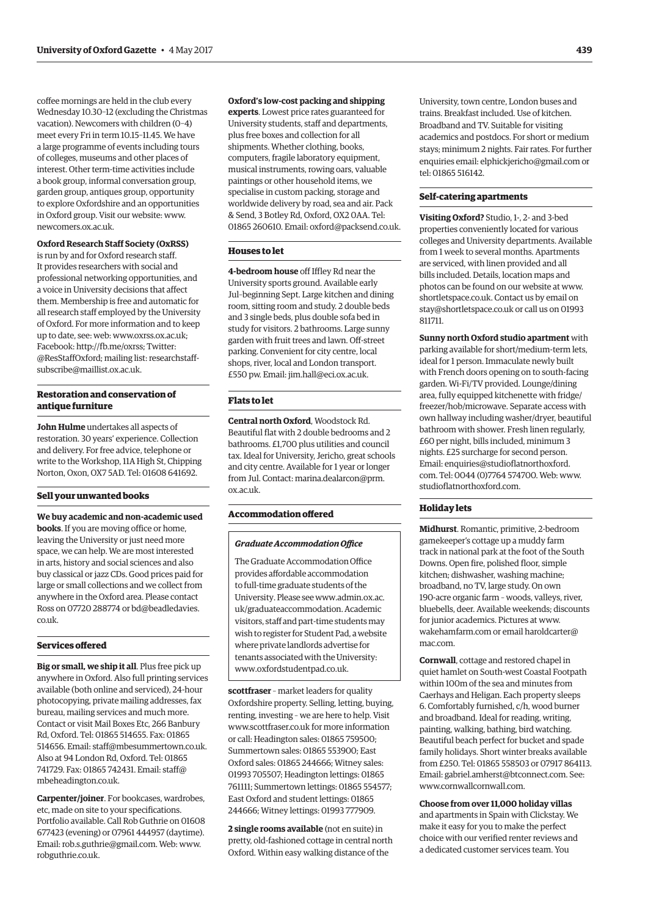coffee mornings are held in the club every Wednesday 10.30–12 (excluding the Christmas vacation). Newcomers with children (0–4) meet every Fri in term 10.15–11.45. We have a large programme of events including tours of colleges, museums and other places of interest. Other term-time activities include a book group, informal conversation group, garden group, antiques group, opportunity to explore Oxfordshire and an opportunities in Oxford group. Visit our website: www.newcomers.ox.ac.uk.

**Oxford Research Staff Society (OxRSS)** is run by and for Oxford research staff. It provides researchers with social and professional networking opportunities, and a voice in University decisions that affect them. Membership is free and automatic for all research staff employed by the University of Oxford. For more information and to keep up to date, see: web: www.oxrss.ox.ac.uk; Facebook: http://fb.me/oxrss; Twitter: @ResStaffOxford; mailing list: researchstaff-subscribe@maillist.ox.ac.uk.

### Restoration and conservation of antique furniture

**John Hulme** undertakes all aspects of restoration. 30 years' experience. Collection and delivery. For free advice, telephone or write to the Workshop, 11A High St, Chipping Norton, Oxon, OX7 5AD. Tel: 01608 641692.

### Sell your unwanted books

**We buy academic and non-academic used books**. If you are moving office or home, leaving the University or just need more space, we can help. We are most interested in arts, history and social sciences and also buy classical or jazz CDs. Good prices paid for large or small collections and we collect from anywhere in the Oxford area. Please contact Ross on 07720 288774 or bd@beadledavies.co.uk.

### Services offered

**Big or small, we ship it all**. Plus free pick up anywhere in Oxford. Also full printing services available (both online and serviced), 24-hour photocopying, private mailing addresses, fax bureau, mailing services and much more. Contact or visit Mail Boxes Etc, 266 Banbury Rd, Oxford. Tel: 01865 514655. Fax: 01865 514656. Email: staff@mbesummertown.co.uk. Also at 94 London Rd, Oxford. Tel: 01865 741729. Fax: 01865 742431. Email: staff@mbeheadington.co.uk.

**Carpenter/joiner**. For bookcases, wardrobes, etc, made on site to your specifications. Portfolio available. Call Rob Guthrie on 01608 677423 (evening) or 07961 444957 (daytime). Email: rob.s.guthrie@gmail.com. Web: www.robguthrie.co.uk.

**Oxford's low-cost packing and shipping experts**. Lowest price rates guaranteed for University students, staff and departments, plus free boxes and collection for all shipments. Whether clothing, books, computers, fragile laboratory equipment, musical instruments, rowing oars, valuable paintings or other household items, we specialise in custom packing, storage and worldwide delivery by road, sea and air. Pack & Send, 3 Botley Rd, Oxford, OX2 0AA. Tel: 01865 260610. Email: oxford@packsend.co.uk.

### Houses to let

**4-bedroom house** off Iffley Rd near the University sports ground. Available early Jul–beginning Sept. Large kitchen and dining room, sitting room and study. 2 double beds and 3 single beds, plus double sofa bed in study for visitors. 2 bathrooms. Large sunny garden with fruit trees and lawn. Off-street parking. Convenient for city centre, local shops, river, local and London transport. £550 pw. Email: jim.hall@eci.ox.ac.uk.

### Flats to let

**Central north Oxford**, Woodstock Rd. Beautiful flat with 2 double bedrooms and 2 bathrooms. £1,700 plus utilities and council tax. Ideal for University, Jericho, great schools and city centre. Available for 1 year or longer from Jul. Contact: marina.dealarcon@prm.ox.ac.uk.

### Accommodation offered

*Graduate Accommodation Office*

The Graduate Accommodation Office provides affordable accommodation to full-time graduate students of the University. Please see www.admin.ox.ac.uk/graduateaccommodation. Academic visitors, staff and part-time students may wish to register for Student Pad, a website where private landlords advertise for tenants associated with the University: www.oxfordstudentpad.co.uk.

**scottfraser** – market leaders for quality Oxfordshire property. Selling, letting, buying, renting, investing – we are here to help. Visit www.scottfraser.co.uk for more information or call: Headington sales: 01865 759500; Summertown sales: 01865 553900; East Oxford sales: 01865 244666; Witney sales: 01993 705507; Headington lettings: 01865 761111; Summertown lettings: 01865 554577; East Oxford and student lettings: 01865 244666; Witney lettings: 01993 777909.

**2 single rooms available** (not en suite) in pretty, old-fashioned cottage in central north Oxford. Within easy walking distance of the University, town centre, London buses and trains. Breakfast included. Use of kitchen. Broadband and TV. Suitable for visiting academics and postdocs. For short or medium stays; minimum 2 nights. Fair rates. For further enquiries email: elphickjericho@gmail.com or tel: 01865 516142.

### Self-catering apartments

**Visiting Oxford?** Studio, 1-, 2- and 3-bed properties conveniently located for various colleges and University departments. Available from 1 week to several months. Apartments are serviced, with linen provided and all bills included. Details, location maps and photos can be found on our website at www.shortletspace.co.uk. Contact us by email on stay@shortletspace.co.uk or call us on 01993 811711.

**Sunny north Oxford studio apartment** with parking available for short/medium-term lets, ideal for 1 person. Immaculate newly built with French doors opening on to south-facing garden. Wi-Fi/TV provided. Lounge/dining area, fully equipped kitchenette with fridge/freezer/hob/microwave. Separate access with own hallway including washer/dryer, beautiful bathroom with shower. Fresh linen regularly, £60 per night, bills included, minimum 3 nights. £25 surcharge for second person. Email: enquiries@studioflatnorthoxford.com. Tel: 0044 (0)7764 574700. Web: www.studioflatnorthoxford.com.

### Holiday lets

**Midhurst**. Romantic, primitive, 2-bedroom gamekeeper's cottage up a muddy farm track in national park at the foot of the South Downs. Open fire, polished floor, simple kitchen; dishwasher, washing machine; broadband, no TV, large study. On own 190-acre organic farm – woods, valleys, river, bluebells, deer. Available weekends; discounts for junior academics. Pictures at www.wakehamfarm.com or email haroldcarter@mac.com.

**Cornwall**, cottage and restored chapel in quiet hamlet on South-west Coastal Footpath within 100m of the sea and minutes from Caerhays and Heligan. Each property sleeps 6. Comfortably furnished, c/h, wood burner and broadband. Ideal for reading, writing, painting, walking, bathing, bird watching. Beautiful beach perfect for bucket and spade family holidays. Short winter breaks available from £250. Tel: 01865 558503 or 07917 864113. Email: gabriel.amherst@btconnect.com. See: www.cornwallcornwall.com.

**Choose from over 11,000 holiday villas** and apartments in Spain with Clickstay. We make it easy for you to make the perfect choice with our verified renter reviews and a dedicated customer services team. You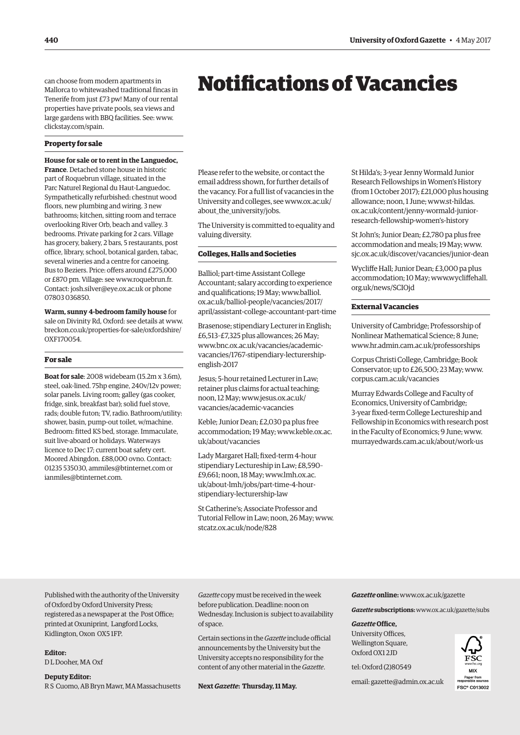can choose from modern apartments in Mallorca to whitewashed traditional fincas in Tenerife from just £73 pw! Many of our rental properties have private pools, sea views and large gardens with BBQ facilities. See: www.clickstay.com/spain.

### Property for sale

**House for sale or to rent in the Languedoc, France**. Detached stone house in historic part of Roquebrun village, situated in the Parc Naturel Regional du Haut-Languedoc. Sympathetically refurbished: chestnut wood floors, new plumbing and wiring. 3 new bathrooms; kitchen, sitting room and terrace overlooking River Orb, beach and valley. 3 bedrooms. Private parking for 2 cars. Village has grocery, bakery, 2 bars, 5 restaurants, post office, library, school, botanical garden, tabac, several wineries and a centre for canoeing. Bus to Beziers. Price: offers around £275,000 or £870 pm. Village: see www.roquebrun.fr. Contact: josh.silver@eye.ox.ac.uk or phone 07803 036850.

**Warm, sunny 4-bedroom family house** for sale on Divinity Rd, Oxford: see details at www.breckon.co.uk/properties-for-sale/oxfordshire/OXF170054.

### For sale

**Boat for sale**: 2008 widebeam (15.2m x 3.6m), steel, oak-lined. 75hp engine, 240v/12v power; solar panels. Living room; galley (gas cooker, fridge, sink, breakfast bar); solid fuel stove, rads; double futon; TV, radio. Bathroom/utility: shower, basin, pump-out toilet, w/machine. Bedroom: fitted KS bed, storage. Immaculate, suit live-aboard or holidays. Waterways licence to Dec 17; current boat safety cert. Moored Abingdon. £88,000 ovno. Contact: 01235 535030, ammiles@btinternet.com or ianmiles@btinternet.com.

# Notifications of Vacancies

Please refer to the website, or contact the email address shown, for further details of the vacancy. For a full list of vacancies in the University and colleges, see www.ox.ac.uk/about_the_university/jobs.

The University is committed to equality and valuing diversity.

### Colleges, Halls and Societies

Balliol; part-time Assistant College Accountant; salary according to experience and qualifications; 19 May; www.balliol.ox.ac.uk/balliol-people/vacancies/2017/april/assistant-college-accountant-part-time

Brasenose; stipendiary Lecturer in English; £6,513–£7,325 plus allowances; 26 May; www.bnc.ox.ac.uk/vacancies/academic-vacancies/1767-stipendiary-lecturership-english-2017

Jesus; 5-hour retained Lecturer in Law; retainer plus claims for actual teaching; noon, 12 May; www.jesus.ox.ac.uk/vacancies/academic-vacancies

Keble; Junior Dean; £2,030 pa plus free accommodation; 19 May; www.keble.ox.ac.uk/about/vacancies

Lady Margaret Hall; fixed-term 4-hour stipendiary Lectureship in Law; £8,590–£9,661; noon, 18 May; www.lmh.ox.ac.uk/about-lmh/jobs/part-time-4-hour-stipendiary-lecturership-law

St Catherine's; Associate Professor and Tutorial Fellow in Law; noon, 26 May; www.stcatz.ox.ac.uk/node/828

St Hilda's; 3-year Jenny Wormald Junior Research Fellowships in Women's History (from 1 October 2017); £21,000 plus housing allowance; noon, 1 June; www.st-hildas.ox.ac.uk/content/jenny-wormald-junior-research-fellowship-women's-history

St John's; Junior Dean; £2,780 pa plus free accommodation and meals; 19 May; www.sjc.ox.ac.uk/discover/vacancies/junior-dean

Wycliffe Hall; Junior Dean; £3,000 pa plus accommodation; 10 May; www.wycliffehall.org.uk/news/SCIOjd

### External Vacancies

University of Cambridge; Professorship of Nonlinear Mathematical Science; 8 June; www.hr.admin.cam.ac.uk/professorships

Corpus Christi College, Cambridge; Book Conservator; up to £26,500; 23 May; www.corpus.cam.ac.uk/vacancies

Murray Edwards College and Faculty of Economics, University of Cambridge; 3-year fixed-term College Lectureship and Fellowship in Economics with research post in the Faculty of Economics; 9 June; www.murrayedwards.cam.ac.uk/about/work-us

---

Published with the authority of the University of Oxford by Oxford University Press; registered as a newspaper at the Post Office; printed at Oxuniprint, Langford Locks, Kidlington, Oxon OX5 1FP.

**Editor:**
D L Dooher, MA Oxf

**Deputy Editor:**
R S Cuomo, AB Bryn Mawr, MA Massachusetts

*Gazette* copy must be received in the week before publication. Deadline: noon on Wednesday. Inclusion is subject to availability of space.

Certain sections in the *Gazette* include official announcements by the University but the University accepts no responsibility for the content of any other material in the *Gazette*.

**Next *Gazette*: Thursday, 11 May.**

***Gazette* online:** www.ox.ac.uk/gazette

***Gazette* subscriptions:** www.ox.ac.uk/gazette/subs

***Gazette* Office,**
University Offices,
Wellington Square,
Oxford OX1 2JD

tel: Oxford (2)80549

email: gazette@admin.ox.ac.uk

FSC www.fsc.org MIX Paper from responsible sources FSC® C013002